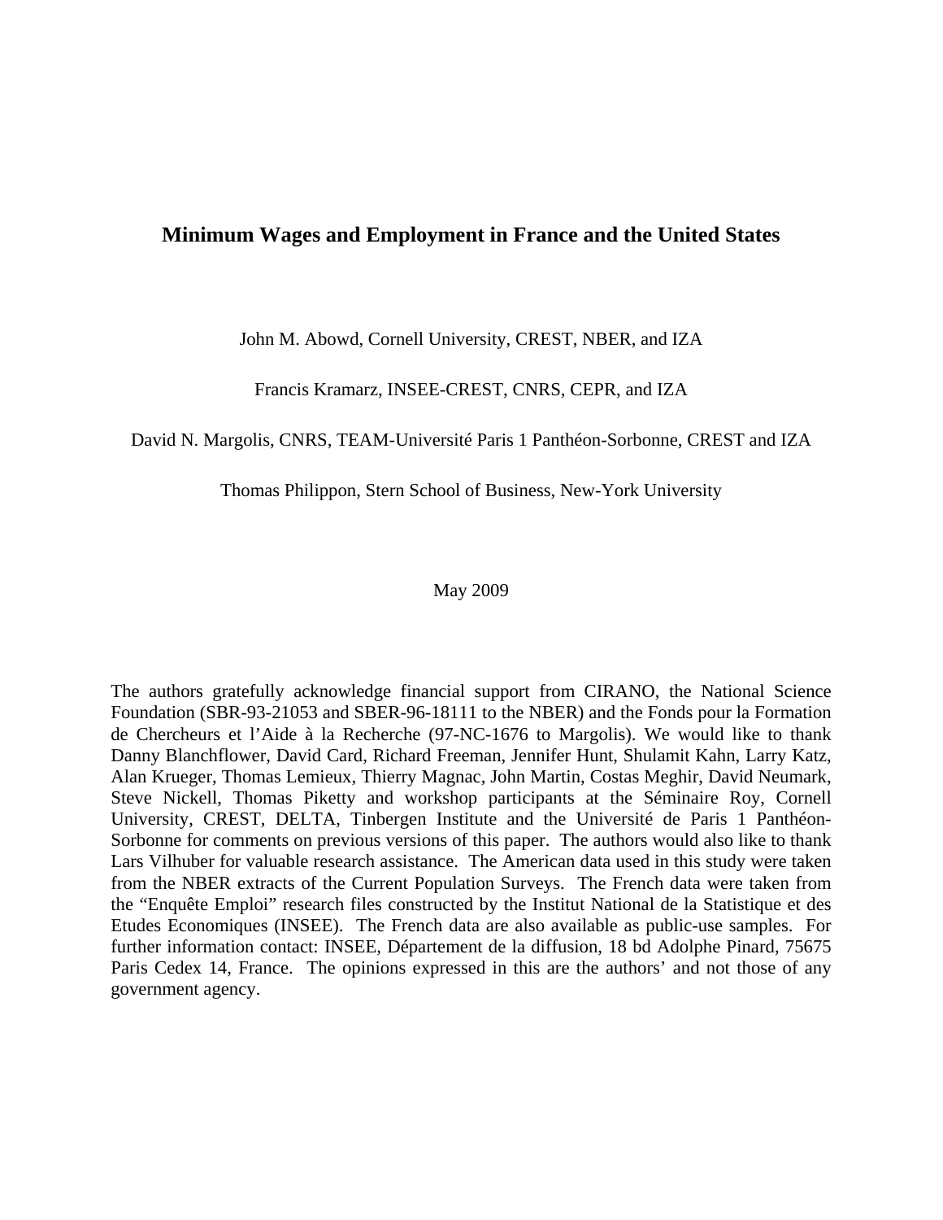# Minimum Wages and Employment in France and the United States

John M. Abowd, Cornell University, CREST, NBER, and IZA

Francis Kramarz, INSEE-CREST, CNRS, CEPR, and IZA

David N. Margolis, CNRS, TEAM-Université Paris 1 Panthéon-Sorbonne, CREST and IZA

Thomas Philippon, Stern School of Business, New-York University

May 2009

The authors gratefully acknowledge financial support from CIRANO, the National Science Foundation (SBR-93-21053 and SBER-96-18111 to the NBER) and the Fonds pour la Formation de Chercheurs et l'Aide à la Recherche (97-NC-1676 to Margolis). We would like to thank Danny Blanchflower, David Card, Richard Freeman, Jennifer Hunt, Shulamit Kahn, Larry Katz, Alan Krueger, Thomas Lemieux, Thierry Magnac, John Martin, Costas Meghir, David Neumark, Steve Nickell, Thomas Piketty and workshop participants at the Séminaire Roy, Cornell University, CREST, DELTA, Tinbergen Institute and the Université de Paris 1 Panthéon-Sorbonne for comments on previous versions of this paper. The authors would also like to thank Lars Vilhuber for valuable research assistance. The American data used in this study were taken from the NBER extracts of the Current Population Surveys. The French data were taken from the "Enquête Emploi" research files constructed by the Institut National de la Statistique et des Etudes Economiques (INSEE). The French data are also available as public-use samples. For further information contact: INSEE, Département de la diffusion, 18 bd Adolphe Pinard, 75675 Paris Cedex 14, France. The opinions expressed in this are the authors' and not those of any government agency.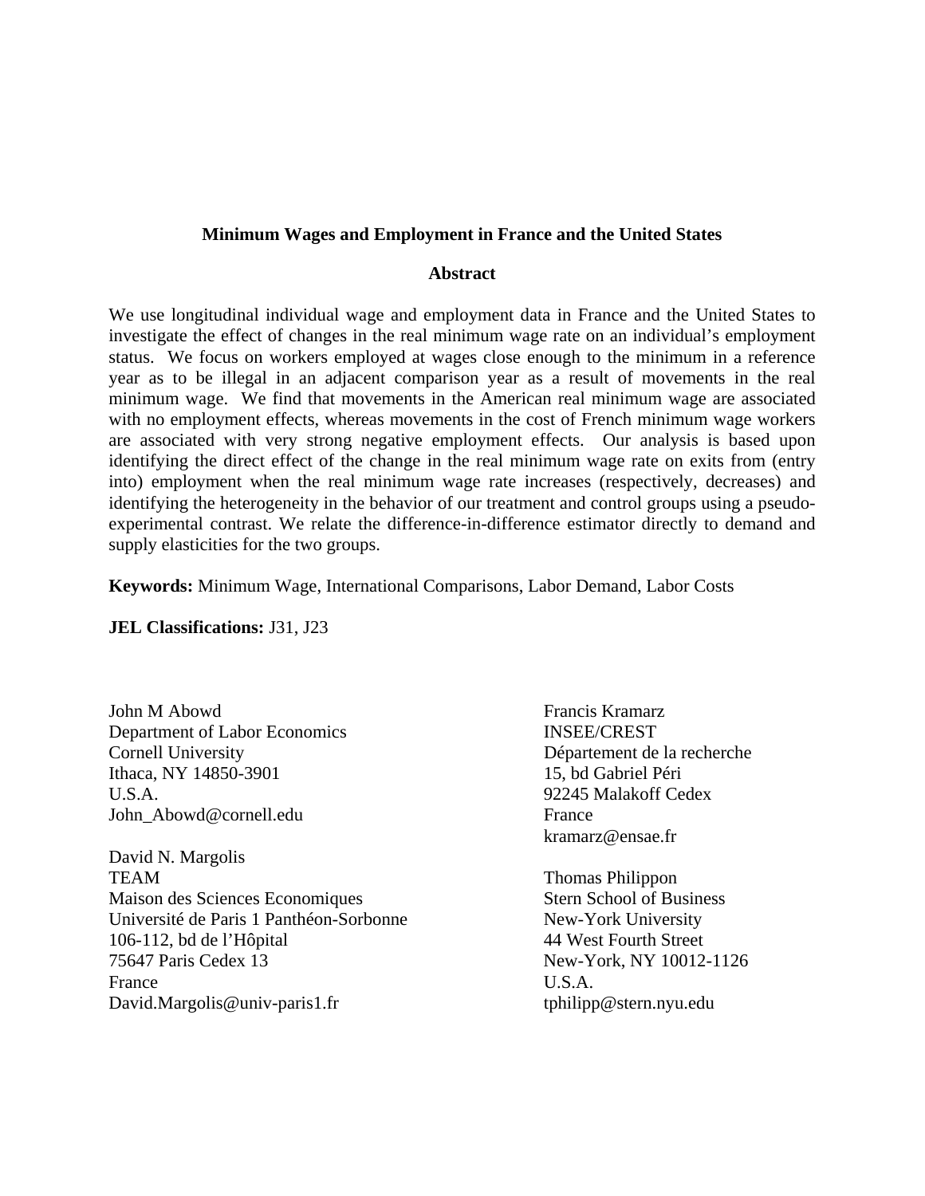**Minimum Wages and Employment in France and the United States**

**Abstract**

We use longitudinal individual wage and employment data in France and the United States to investigate the effect of changes in the real minimum wage rate on an individual's employment status. We focus on workers employed at wages close enough to the minimum in a reference year as to be illegal in an adjacent comparison year as a result of movements in the real minimum wage. We find that movements in the American real minimum wage are associated with no employment effects, whereas movements in the cost of French minimum wage workers are associated with very strong negative employment effects. Our analysis is based upon identifying the direct effect of the change in the real minimum wage rate on exits from (entry into) employment when the real minimum wage rate increases (respectively, decreases) and identifying the heterogeneity in the behavior of our treatment and control groups using a pseudo-experimental contrast. We relate the difference-in-difference estimator directly to demand and supply elasticities for the two groups.

**Keywords:** Minimum Wage, International Comparisons, Labor Demand, Labor Costs

**JEL Classifications:** J31, J23

John M Abowd
Department of Labor Economics
Cornell University
Ithaca, NY 14850-3901
U.S.A.
John_Abowd@cornell.edu

David N. Margolis
TEAM
Maison des Sciences Economiques
Université de Paris 1 Panthéon-Sorbonne
106-112, bd de l'Hôpital
75647 Paris Cedex 13
France
David.Margolis@univ-paris1.fr

Francis Kramarz
INSEE/CREST
Département de la recherche
15, bd Gabriel Péri
92245 Malakoff Cedex
France
kramarz@ensae.fr

Thomas Philippon
Stern School of Business
New-York University
44 West Fourth Street
New-York, NY 10012-1126
U.S.A.
tphilipp@stern.nyu.edu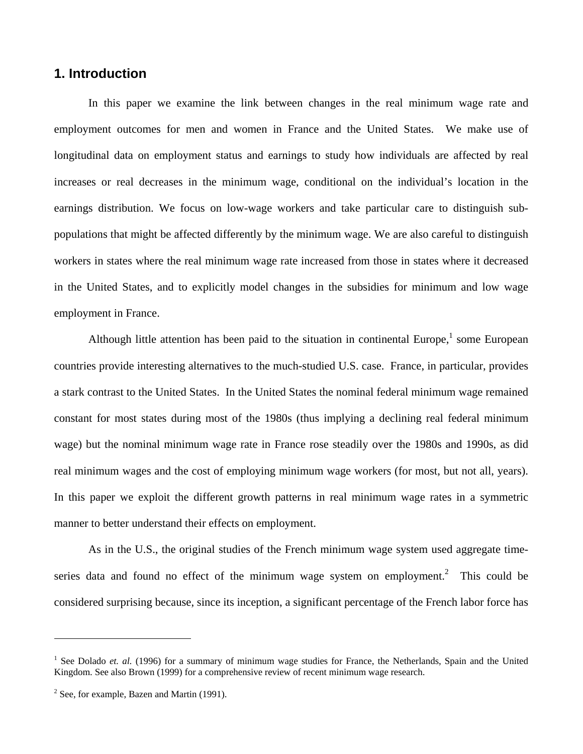## 1. Introduction

In this paper we examine the link between changes in the real minimum wage rate and employment outcomes for men and women in France and the United States. We make use of longitudinal data on employment status and earnings to study how individuals are affected by real increases or real decreases in the minimum wage, conditional on the individual's location in the earnings distribution. We focus on low-wage workers and take particular care to distinguish sub-populations that might be affected differently by the minimum wage. We are also careful to distinguish workers in states where the real minimum wage rate increased from those in states where it decreased in the United States, and to explicitly model changes in the subsidies for minimum and low wage employment in France.

Although little attention has been paid to the situation in continental Europe,[1] some European countries provide interesting alternatives to the much-studied U.S. case. France, in particular, provides a stark contrast to the United States. In the United States the nominal federal minimum wage remained constant for most states during most of the 1980s (thus implying a declining real federal minimum wage) but the nominal minimum wage rate in France rose steadily over the 1980s and 1990s, as did real minimum wages and the cost of employing minimum wage workers (for most, but not all, years). In this paper we exploit the different growth patterns in real minimum wage rates in a symmetric manner to better understand their effects on employment.

As in the U.S., the original studies of the French minimum wage system used aggregate time-series data and found no effect of the minimum wage system on employment.[2] This could be considered surprising because, since its inception, a significant percentage of the French labor force has

---

[1] See Dolado *et. al.* (1996) for a summary of minimum wage studies for France, the Netherlands, Spain and the United Kingdom. See also Brown (1999) for a comprehensive review of recent minimum wage research.

[2] See, for example, Bazen and Martin (1991).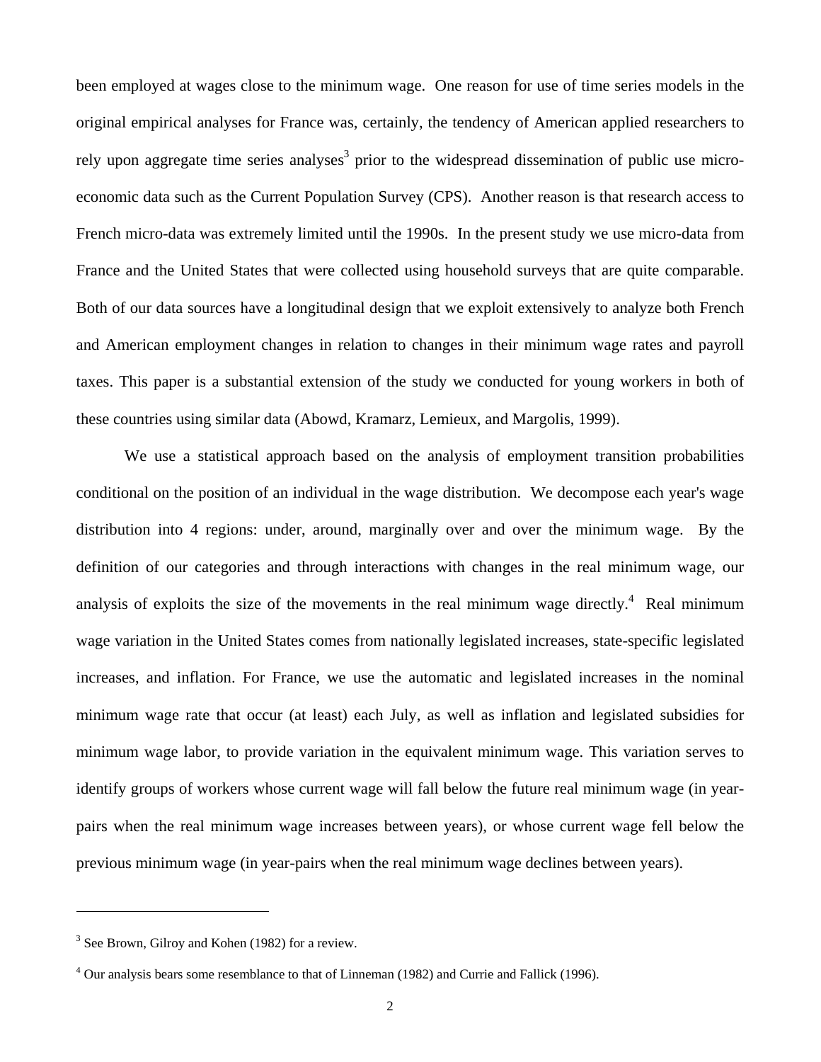been employed at wages close to the minimum wage. One reason for use of time series models in the original empirical analyses for France was, certainly, the tendency of American applied researchers to rely upon aggregate time series analyses[3] prior to the widespread dissemination of public use micro-economic data such as the Current Population Survey (CPS). Another reason is that research access to French micro-data was extremely limited until the 1990s. In the present study we use micro-data from France and the United States that were collected using household surveys that are quite comparable. Both of our data sources have a longitudinal design that we exploit extensively to analyze both French and American employment changes in relation to changes in their minimum wage rates and payroll taxes. This paper is a substantial extension of the study we conducted for young workers in both of these countries using similar data (Abowd, Kramarz, Lemieux, and Margolis, 1999).

We use a statistical approach based on the analysis of employment transition probabilities conditional on the position of an individual in the wage distribution. We decompose each year's wage distribution into 4 regions: under, around, marginally over and over the minimum wage. By the definition of our categories and through interactions with changes in the real minimum wage, our analysis of exploits the size of the movements in the real minimum wage directly.[4] Real minimum wage variation in the United States comes from nationally legislated increases, state-specific legislated increases, and inflation. For France, we use the automatic and legislated increases in the nominal minimum wage rate that occur (at least) each July, as well as inflation and legislated subsidies for minimum wage labor, to provide variation in the equivalent minimum wage. This variation serves to identify groups of workers whose current wage will fall below the future real minimum wage (in year-pairs when the real minimum wage increases between years), or whose current wage fell below the previous minimum wage (in year-pairs when the real minimum wage declines between years).

---

[3] See Brown, Gilroy and Kohen (1982) for a review.

[4] Our analysis bears some resemblance to that of Linneman (1982) and Currie and Fallick (1996).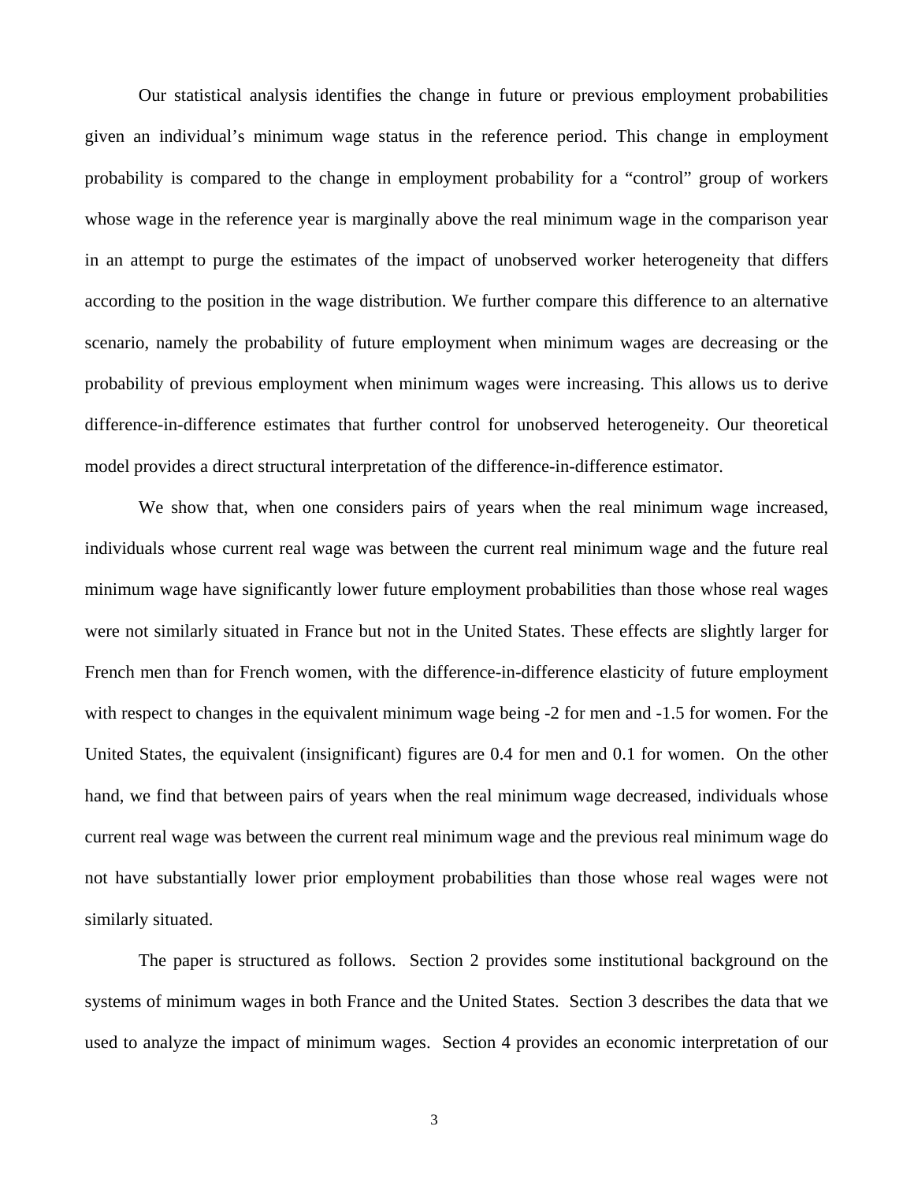Our statistical analysis identifies the change in future or previous employment probabilities given an individual's minimum wage status in the reference period. This change in employment probability is compared to the change in employment probability for a "control" group of workers whose wage in the reference year is marginally above the real minimum wage in the comparison year in an attempt to purge the estimates of the impact of unobserved worker heterogeneity that differs according to the position in the wage distribution. We further compare this difference to an alternative scenario, namely the probability of future employment when minimum wages are decreasing or the probability of previous employment when minimum wages were increasing. This allows us to derive difference-in-difference estimates that further control for unobserved heterogeneity. Our theoretical model provides a direct structural interpretation of the difference-in-difference estimator.

We show that, when one considers pairs of years when the real minimum wage increased, individuals whose current real wage was between the current real minimum wage and the future real minimum wage have significantly lower future employment probabilities than those whose real wages were not similarly situated in France but not in the United States. These effects are slightly larger for French men than for French women, with the difference-in-difference elasticity of future employment with respect to changes in the equivalent minimum wage being -2 for men and -1.5 for women. For the United States, the equivalent (insignificant) figures are 0.4 for men and 0.1 for women. On the other hand, we find that between pairs of years when the real minimum wage decreased, individuals whose current real wage was between the current real minimum wage and the previous real minimum wage do not have substantially lower prior employment probabilities than those whose real wages were not similarly situated.

The paper is structured as follows. Section 2 provides some institutional background on the systems of minimum wages in both France and the United States. Section 3 describes the data that we used to analyze the impact of minimum wages. Section 4 provides an economic interpretation of our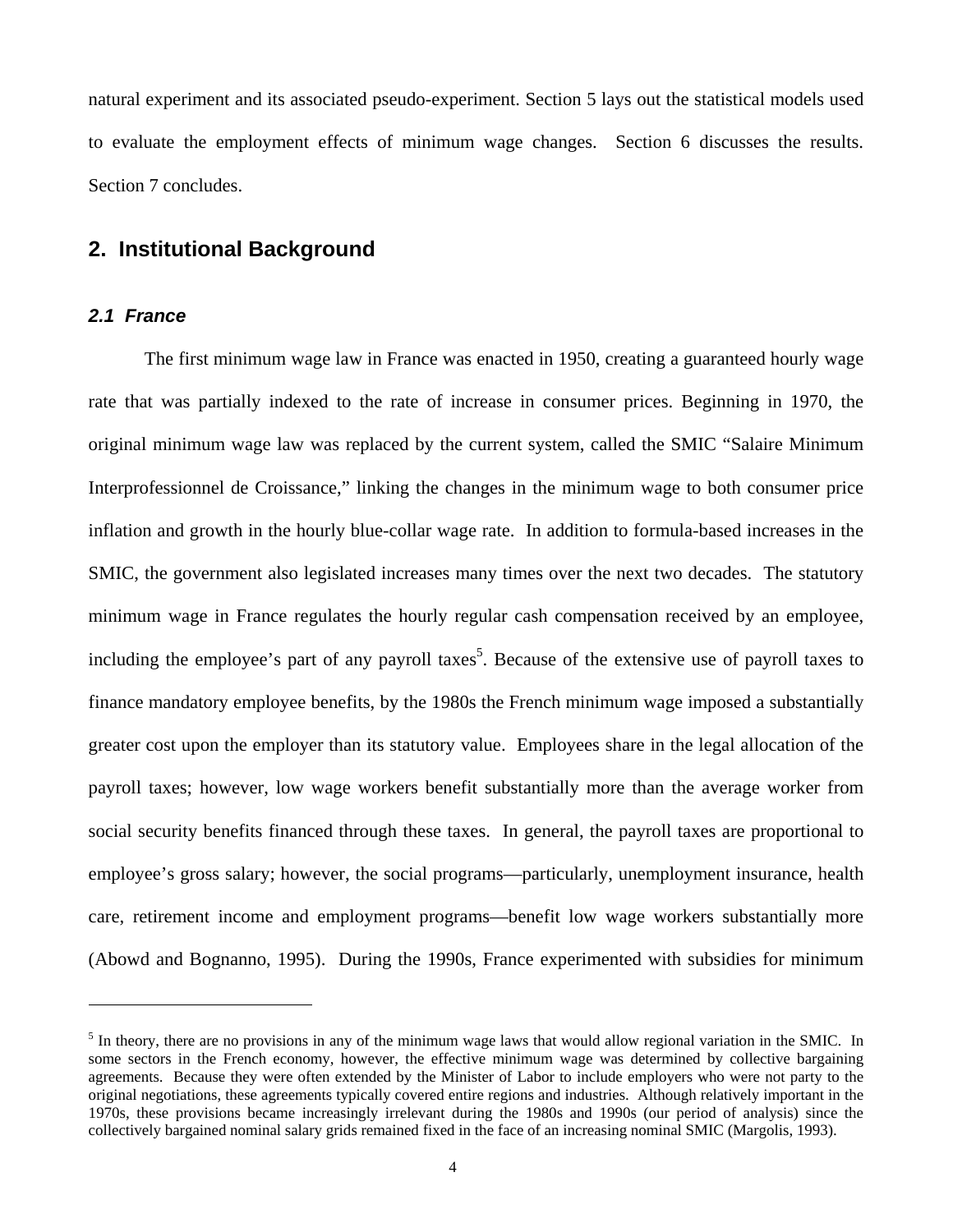natural experiment and its associated pseudo-experiment. Section 5 lays out the statistical models used to evaluate the employment effects of minimum wage changes. Section 6 discusses the results. Section 7 concludes.

## 2. Institutional Background

### *2.1 France*

The first minimum wage law in France was enacted in 1950, creating a guaranteed hourly wage rate that was partially indexed to the rate of increase in consumer prices. Beginning in 1970, the original minimum wage law was replaced by the current system, called the SMIC "Salaire Minimum Interprofessionnel de Croissance," linking the changes in the minimum wage to both consumer price inflation and growth in the hourly blue-collar wage rate. In addition to formula-based increases in the SMIC, the government also legislated increases many times over the next two decades. The statutory minimum wage in France regulates the hourly regular cash compensation received by an employee, including the employee's part of any payroll taxes[5]. Because of the extensive use of payroll taxes to finance mandatory employee benefits, by the 1980s the French minimum wage imposed a substantially greater cost upon the employer than its statutory value. Employees share in the legal allocation of the payroll taxes; however, low wage workers benefit substantially more than the average worker from social security benefits financed through these taxes. In general, the payroll taxes are proportional to employee's gross salary; however, the social programs—particularly, unemployment insurance, health care, retirement income and employment programs—benefit low wage workers substantially more (Abowd and Bognanno, 1995). During the 1990s, France experimented with subsidies for minimum

[5] In theory, there are no provisions in any of the minimum wage laws that would allow regional variation in the SMIC. In some sectors in the French economy, however, the effective minimum wage was determined by collective bargaining agreements. Because they were often extended by the Minister of Labor to include employers who were not party to the original negotiations, these agreements typically covered entire regions and industries. Although relatively important in the 1970s, these provisions became increasingly irrelevant during the 1980s and 1990s (our period of analysis) since the collectively bargained nominal salary grids remained fixed in the face of an increasing nominal SMIC (Margolis, 1993).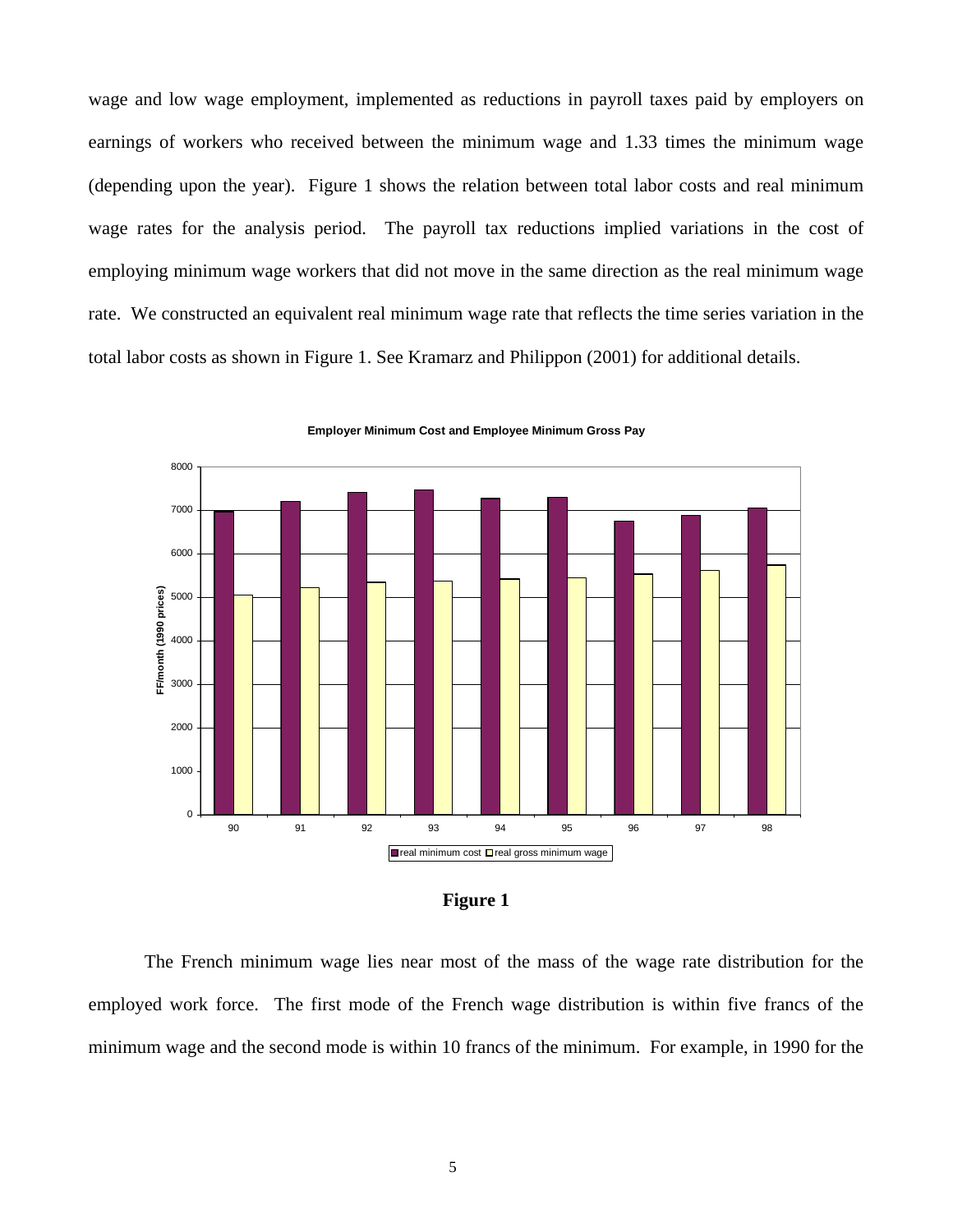wage and low wage employment, implemented as reductions in payroll taxes paid by employers on earnings of workers who received between the minimum wage and 1.33 times the minimum wage (depending upon the year). Figure 1 shows the relation between total labor costs and real minimum wage rates for the analysis period. The payroll tax reductions implied variations in the cost of employing minimum wage workers that did not move in the same direction as the real minimum wage rate. We constructed an equivalent real minimum wage rate that reflects the time series variation in the total labor costs as shown in Figure 1. See Kramarz and Philippon (2001) for additional details.

**Figure 1**

The French minimum wage lies near most of the mass of the wage rate distribution for the employed work force. The first mode of the French wage distribution is within five francs of the minimum wage and the second mode is within 10 francs of the minimum. For example, in 1990 for the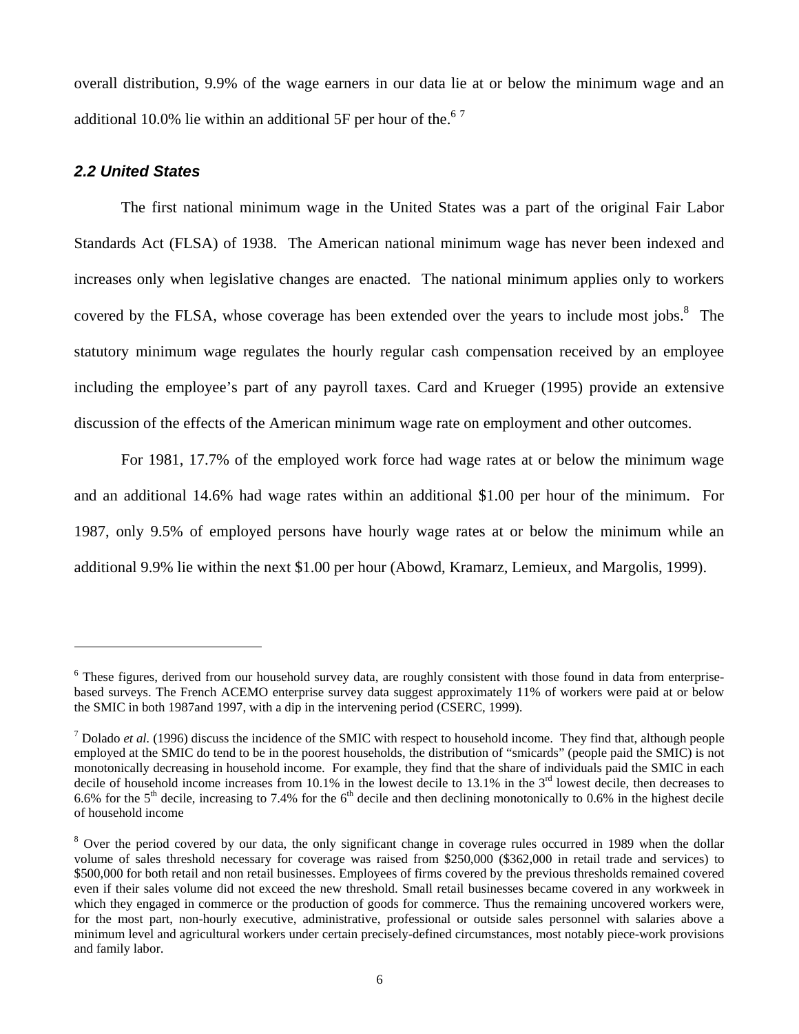overall distribution, 9.9% of the wage earners in our data lie at or below the minimum wage and an additional 10.0% lie within an additional 5F per hour of the.[6] [7]

### 2.2 United States

The first national minimum wage in the United States was a part of the original Fair Labor Standards Act (FLSA) of 1938. The American national minimum wage has never been indexed and increases only when legislative changes are enacted. The national minimum applies only to workers covered by the FLSA, whose coverage has been extended over the years to include most jobs.[8] The statutory minimum wage regulates the hourly regular cash compensation received by an employee including the employee's part of any payroll taxes. Card and Krueger (1995) provide an extensive discussion of the effects of the American minimum wage rate on employment and other outcomes.

For 1981, 17.7% of the employed work force had wage rates at or below the minimum wage and an additional 14.6% had wage rates within an additional $1.00 per hour of the minimum. For 1987, only 9.5% of employed persons have hourly wage rates at or below the minimum while an additional 9.9% lie within the next $1.00 per hour (Abowd, Kramarz, Lemieux, and Margolis, 1999).

---

[6] These figures, derived from our household survey data, are roughly consistent with those found in data from enterprise-based surveys. The French ACEMO enterprise survey data suggest approximately 11% of workers were paid at or below the SMIC in both 1987and 1997, with a dip in the intervening period (CSERC, 1999).

[7] Dolado *et al.* (1996) discuss the incidence of the SMIC with respect to household income. They find that, although people employed at the SMIC do tend to be in the poorest households, the distribution of "smicards" (people paid the SMIC) is not monotonically decreasing in household income. For example, they find that the share of individuals paid the SMIC in each decile of household income increases from 10.1% in the lowest decile to 13.1% in the 3rd lowest decile, then decreases to 6.6% for the 5th decile, increasing to 7.4% for the 6th decile and then declining monotonically to 0.6% in the highest decile of household income

[8] Over the period covered by our data, the only significant change in coverage rules occurred in 1989 when the dollar volume of sales threshold necessary for coverage was raised from $250,000 ($362,000 in retail trade and services) to $500,000 for both retail and non retail businesses. Employees of firms covered by the previous thresholds remained covered even if their sales volume did not exceed the new threshold. Small retail businesses became covered in any workweek in which they engaged in commerce or the production of goods for commerce. Thus the remaining uncovered workers were, for the most part, non-hourly executive, administrative, professional or outside sales personnel with salaries above a minimum level and agricultural workers under certain precisely-defined circumstances, most notably piece-work provisions and family labor.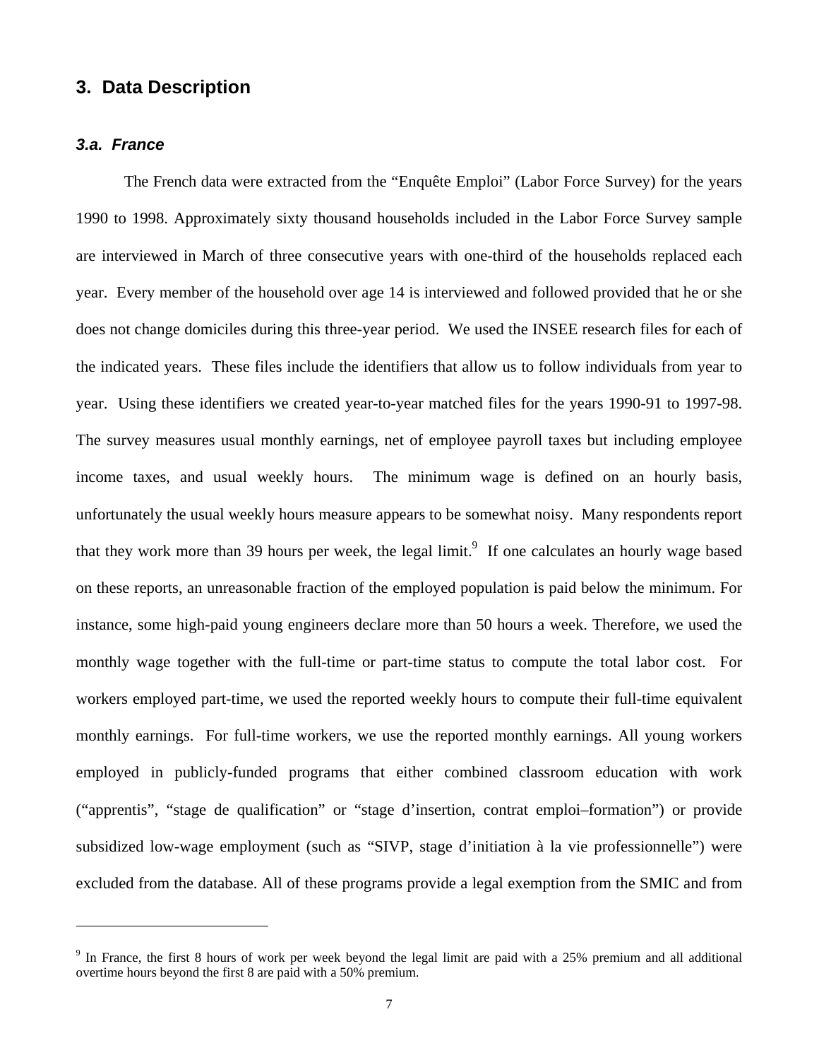## 3. Data Description

### *3.a. France*

The French data were extracted from the "Enquête Emploi" (Labor Force Survey) for the years 1990 to 1998. Approximately sixty thousand households included in the Labor Force Survey sample are interviewed in March of three consecutive years with one-third of the households replaced each year. Every member of the household over age 14 is interviewed and followed provided that he or she does not change domiciles during this three-year period. We used the INSEE research files for each of the indicated years. These files include the identifiers that allow us to follow individuals from year to year. Using these identifiers we created year-to-year matched files for the years 1990-91 to 1997-98. The survey measures usual monthly earnings, net of employee payroll taxes but including employee income taxes, and usual weekly hours. The minimum wage is defined on an hourly basis, unfortunately the usual weekly hours measure appears to be somewhat noisy. Many respondents report that they work more than 39 hours per week, the legal limit.[9] If one calculates an hourly wage based on these reports, an unreasonable fraction of the employed population is paid below the minimum. For instance, some high-paid young engineers declare more than 50 hours a week. Therefore, we used the monthly wage together with the full-time or part-time status to compute the total labor cost. For workers employed part-time, we used the reported weekly hours to compute their full-time equivalent monthly earnings. For full-time workers, we use the reported monthly earnings. All young workers employed in publicly-funded programs that either combined classroom education with work ("apprentis", "stage de qualification" or "stage d'insertion, contrat emploi–formation") or provide subsidized low-wage employment (such as "SIVP, stage d'initiation à la vie professionnelle") were excluded from the database. All of these programs provide a legal exemption from the SMIC and from

---

[9] In France, the first 8 hours of work per week beyond the legal limit are paid with a 25% premium and all additional overtime hours beyond the first 8 are paid with a 50% premium.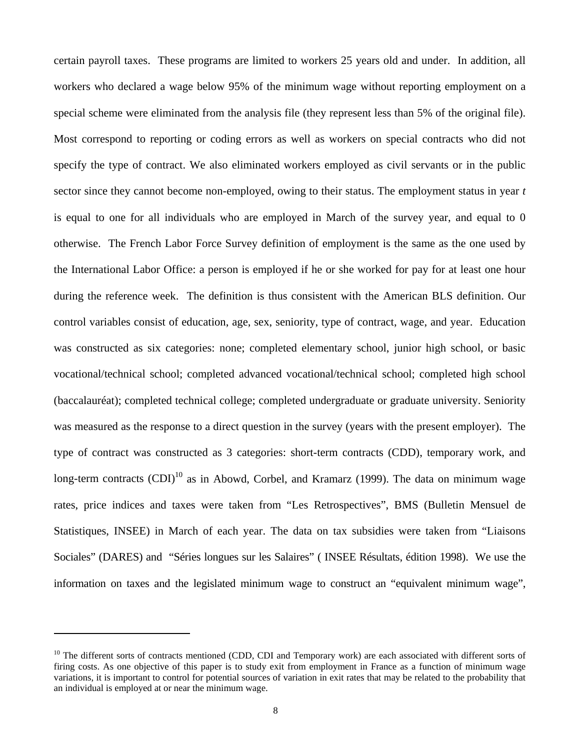certain payroll taxes. These programs are limited to workers 25 years old and under. In addition, all workers who declared a wage below 95% of the minimum wage without reporting employment on a special scheme were eliminated from the analysis file (they represent less than 5% of the original file). Most correspond to reporting or coding errors as well as workers on special contracts who did not specify the type of contract. We also eliminated workers employed as civil servants or in the public sector since they cannot become non-employed, owing to their status. The employment status in year *t* is equal to one for all individuals who are employed in March of the survey year, and equal to 0 otherwise. The French Labor Force Survey definition of employment is the same as the one used by the International Labor Office: a person is employed if he or she worked for pay for at least one hour during the reference week. The definition is thus consistent with the American BLS definition. Our control variables consist of education, age, sex, seniority, type of contract, wage, and year. Education was constructed as six categories: none; completed elementary school, junior high school, or basic vocational/technical school; completed advanced vocational/technical school; completed high school (baccalauréat); completed technical college; completed undergraduate or graduate university. Seniority was measured as the response to a direct question in the survey (years with the present employer). The type of contract was constructed as 3 categories: short-term contracts (CDD), temporary work, and long-term contracts (CDI)[10] as in Abowd, Corbel, and Kramarz (1999). The data on minimum wage rates, price indices and taxes were taken from "Les Retrospectives", BMS (Bulletin Mensuel de Statistiques, INSEE) in March of each year. The data on tax subsidies were taken from "Liaisons Sociales" (DARES) and "Séries longues sur les Salaires" ( INSEE Résultats, édition 1998). We use the information on taxes and the legislated minimum wage to construct an "equivalent minimum wage",

---

[10] The different sorts of contracts mentioned (CDD, CDI and Temporary work) are each associated with different sorts of firing costs. As one objective of this paper is to study exit from employment in France as a function of minimum wage variations, it is important to control for potential sources of variation in exit rates that may be related to the probability that an individual is employed at or near the minimum wage.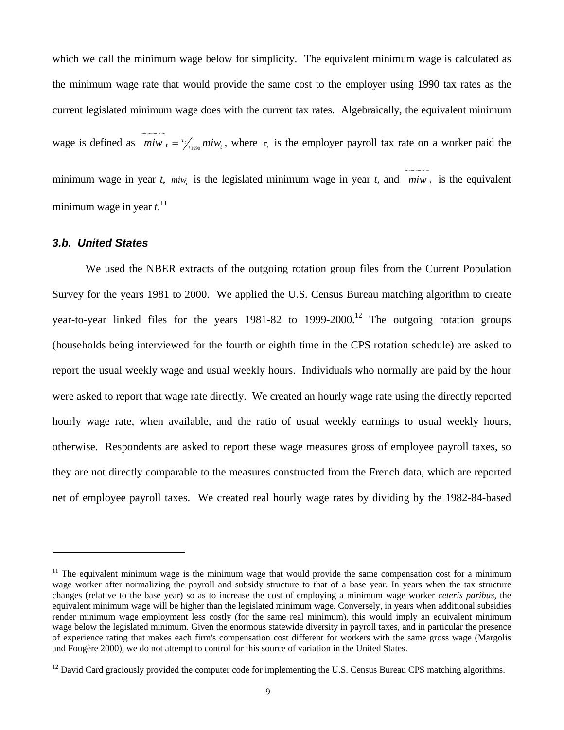which we call the minimum wage below for simplicity. The equivalent minimum wage is calculated as the minimum wage rate that would provide the same cost to the employer using 1990 tax rates as the current legislated minimum wage does with the current tax rates. Algebraically, the equivalent minimum wage is defined as $\widetilde{miw}_t = {}^{\tau_t}\!/_{\tau_{1990}}\, miw_t$, where $\tau_t$ is the employer payroll tax rate on a worker paid the minimum wage in year *t*, $miw_t$ is the legislated minimum wage in year *t*, and $\widetilde{miw}_t$ is the equivalent minimum wage in year *t*.[11]

### *3.b. United States*

We used the NBER extracts of the outgoing rotation group files from the Current Population Survey for the years 1981 to 2000. We applied the U.S. Census Bureau matching algorithm to create year-to-year linked files for the years 1981-82 to 1999-2000.[12] The outgoing rotation groups (households being interviewed for the fourth or eighth time in the CPS rotation schedule) are asked to report the usual weekly wage and usual weekly hours. Individuals who normally are paid by the hour were asked to report that wage rate directly. We created an hourly wage rate using the directly reported hourly wage rate, when available, and the ratio of usual weekly earnings to usual weekly hours, otherwise. Respondents are asked to report these wage measures gross of employee payroll taxes, so they are not directly comparable to the measures constructed from the French data, which are reported net of employee payroll taxes. We created real hourly wage rates by dividing by the 1982-84-based

---

[11] The equivalent minimum wage is the minimum wage that would provide the same compensation cost for a minimum wage worker after normalizing the payroll and subsidy structure to that of a base year. In years when the tax structure changes (relative to the base year) so as to increase the cost of employing a minimum wage worker *ceteris paribus*, the equivalent minimum wage will be higher than the legislated minimum wage. Conversely, in years when additional subsidies render minimum wage employment less costly (for the same real minimum), this would imply an equivalent minimum wage below the legislated minimum. Given the enormous statewide diversity in payroll taxes, and in particular the presence of experience rating that makes each firm's compensation cost different for workers with the same gross wage (Margolis and Fougère 2000), we do not attempt to control for this source of variation in the United States.

[12] David Card graciously provided the computer code for implementing the U.S. Census Bureau CPS matching algorithms.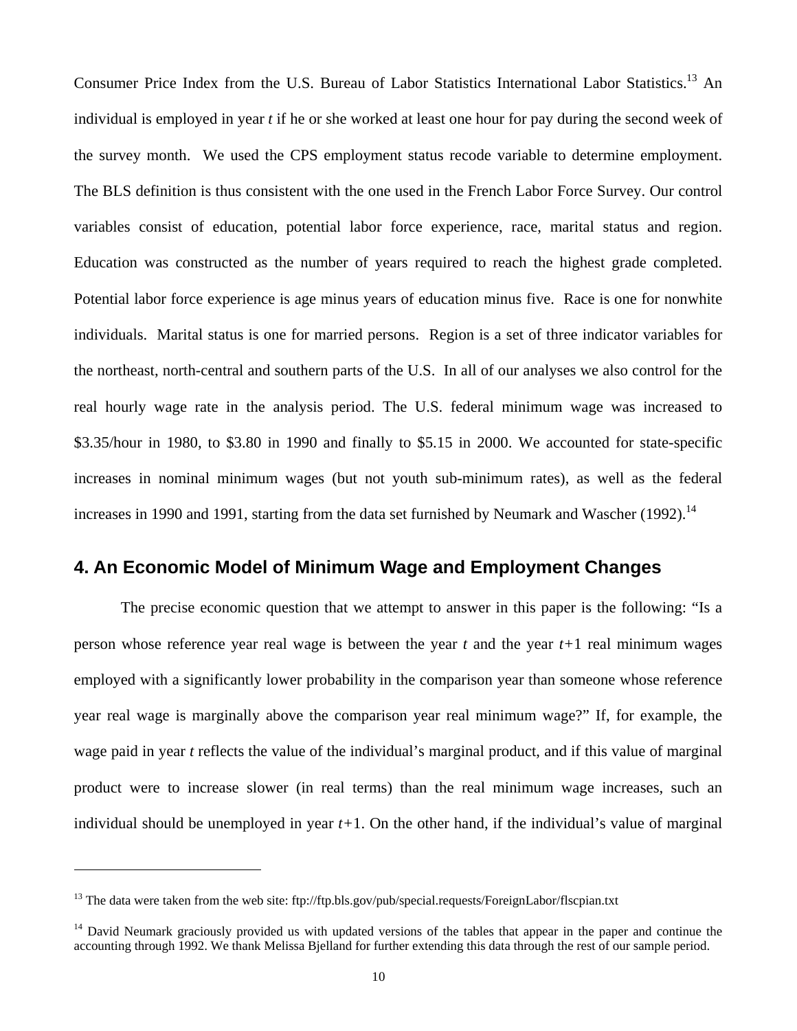Consumer Price Index from the U.S. Bureau of Labor Statistics International Labor Statistics.[13] An individual is employed in year *t* if he or she worked at least one hour for pay during the second week of the survey month. We used the CPS employment status recode variable to determine employment. The BLS definition is thus consistent with the one used in the French Labor Force Survey. Our control variables consist of education, potential labor force experience, race, marital status and region. Education was constructed as the number of years required to reach the highest grade completed. Potential labor force experience is age minus years of education minus five. Race is one for nonwhite individuals. Marital status is one for married persons. Region is a set of three indicator variables for the northeast, north-central and southern parts of the U.S. In all of our analyses we also control for the real hourly wage rate in the analysis period. The U.S. federal minimum wage was increased to \$3.35/hour in 1980, to \$3.80 in 1990 and finally to \$5.15 in 2000. We accounted for state-specific increases in nominal minimum wages (but not youth sub-minimum rates), as well as the federal increases in 1990 and 1991, starting from the data set furnished by Neumark and Wascher (1992).[14]

## 4. An Economic Model of Minimum Wage and Employment Changes

The precise economic question that we attempt to answer in this paper is the following: "Is a person whose reference year real wage is between the year *t* and the year *t*+1 real minimum wages employed with a significantly lower probability in the comparison year than someone whose reference year real wage is marginally above the comparison year real minimum wage?" If, for example, the wage paid in year *t* reflects the value of the individual's marginal product, and if this value of marginal product were to increase slower (in real terms) than the real minimum wage increases, such an individual should be unemployed in year *t*+1. On the other hand, if the individual's value of marginal

---

[13] The data were taken from the web site: ftp://ftp.bls.gov/pub/special.requests/ForeignLabor/flscpian.txt

[14] David Neumark graciously provided us with updated versions of the tables that appear in the paper and continue the accounting through 1992. We thank Melissa Bjelland for further extending this data through the rest of our sample period.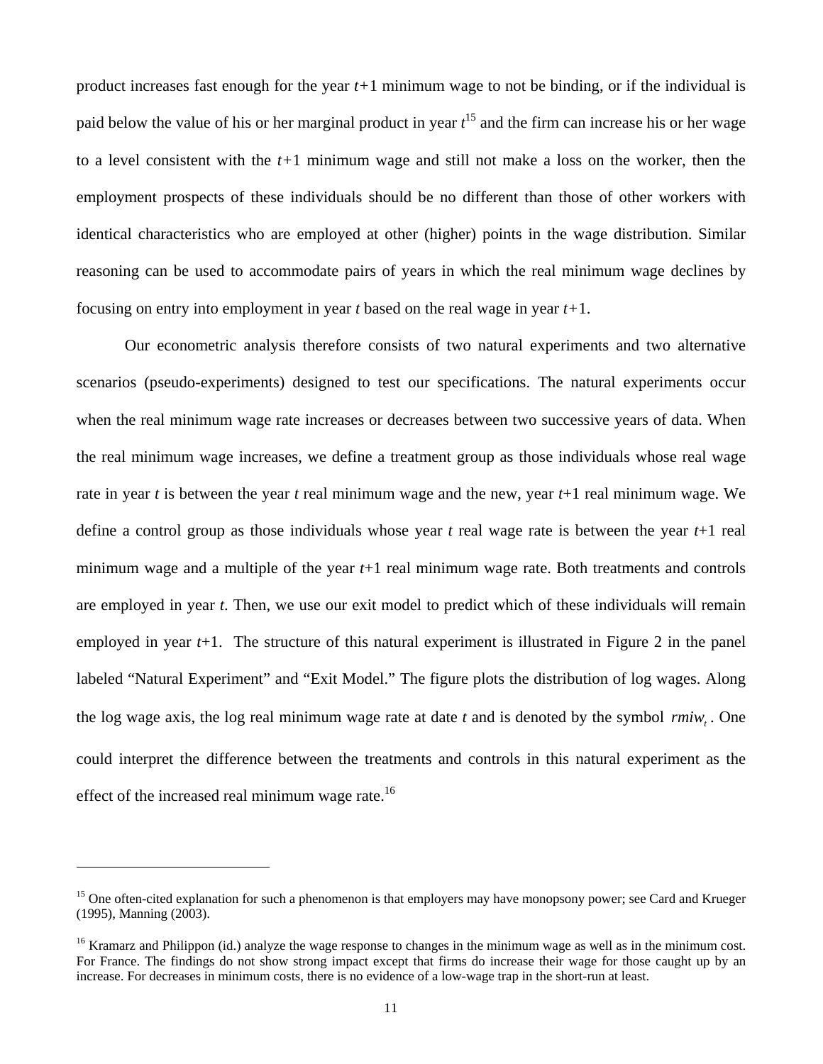product increases fast enough for the year $t$+1 minimum wage to not be binding, or if the individual is paid below the value of his or her marginal product in year $t$[15] and the firm can increase his or her wage to a level consistent with the $t$+1 minimum wage and still not make a loss on the worker, then the employment prospects of these individuals should be no different than those of other workers with identical characteristics who are employed at other (higher) points in the wage distribution. Similar reasoning can be used to accommodate pairs of years in which the real minimum wage declines by focusing on entry into employment in year $t$ based on the real wage in year $t$+1.

Our econometric analysis therefore consists of two natural experiments and two alternative scenarios (pseudo-experiments) designed to test our specifications. The natural experiments occur when the real minimum wage rate increases or decreases between two successive years of data. When the real minimum wage increases, we define a treatment group as those individuals whose real wage rate in year $t$ is between the year $t$ real minimum wage and the new, year $t$+1 real minimum wage. We define a control group as those individuals whose year $t$ real wage rate is between the year $t$+1 real minimum wage and a multiple of the year $t$+1 real minimum wage rate. Both treatments and controls are employed in year $t$. Then, we use our exit model to predict which of these individuals will remain employed in year $t$+1. The structure of this natural experiment is illustrated in Figure 2 in the panel labeled "Natural Experiment" and "Exit Model." The figure plots the distribution of log wages. Along the log wage axis, the log real minimum wage rate at date $t$ and is denoted by the symbol $rmiw_t$. One could interpret the difference between the treatments and controls in this natural experiment as the effect of the increased real minimum wage rate.[16]

[15] One often-cited explanation for such a phenomenon is that employers may have monopsony power; see Card and Krueger (1995), Manning (2003).

[16] Kramarz and Philippon (id.) analyze the wage response to changes in the minimum wage as well as in the minimum cost. For France. The findings do not show strong impact except that firms do increase their wage for those caught up by an increase. For decreases in minimum costs, there is no evidence of a low-wage trap in the short-run at least.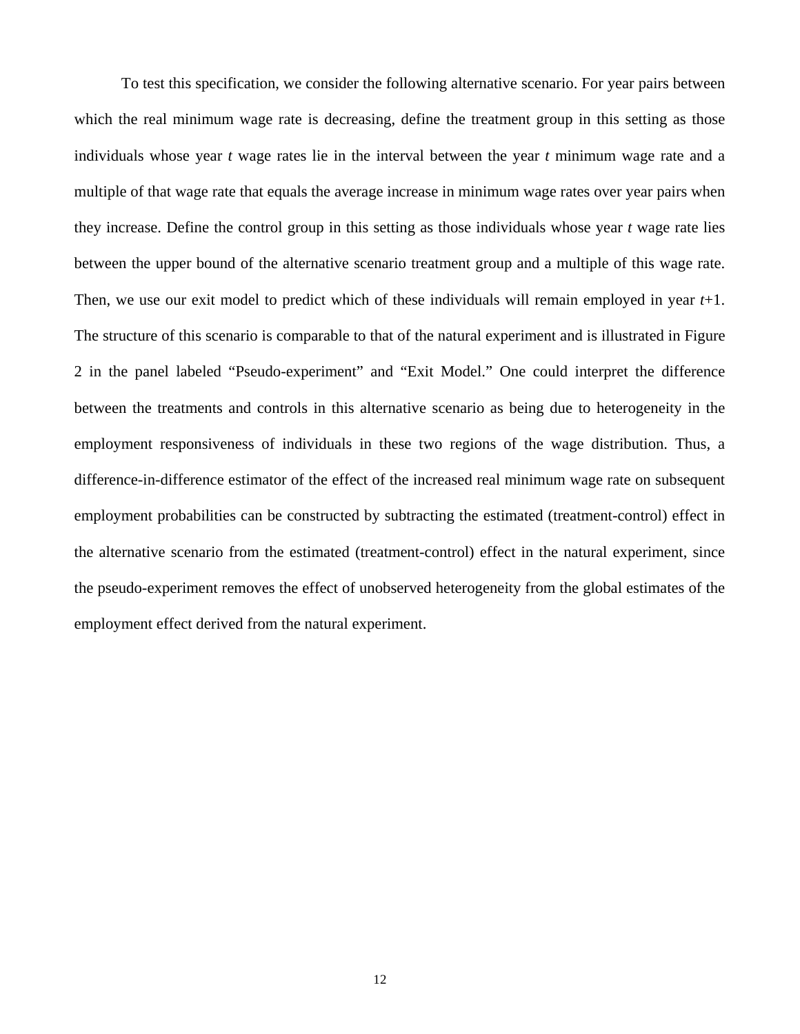To test this specification, we consider the following alternative scenario. For year pairs between which the real minimum wage rate is decreasing, define the treatment group in this setting as those individuals whose year *t* wage rates lie in the interval between the year *t* minimum wage rate and a multiple of that wage rate that equals the average increase in minimum wage rates over year pairs when they increase. Define the control group in this setting as those individuals whose year *t* wage rate lies between the upper bound of the alternative scenario treatment group and a multiple of this wage rate. Then, we use our exit model to predict which of these individuals will remain employed in year *t*+1. The structure of this scenario is comparable to that of the natural experiment and is illustrated in Figure 2 in the panel labeled "Pseudo-experiment" and "Exit Model." One could interpret the difference between the treatments and controls in this alternative scenario as being due to heterogeneity in the employment responsiveness of individuals in these two regions of the wage distribution. Thus, a difference-in-difference estimator of the effect of the increased real minimum wage rate on subsequent employment probabilities can be constructed by subtracting the estimated (treatment-control) effect in the alternative scenario from the estimated (treatment-control) effect in the natural experiment, since the pseudo-experiment removes the effect of unobserved heterogeneity from the global estimates of the employment effect derived from the natural experiment.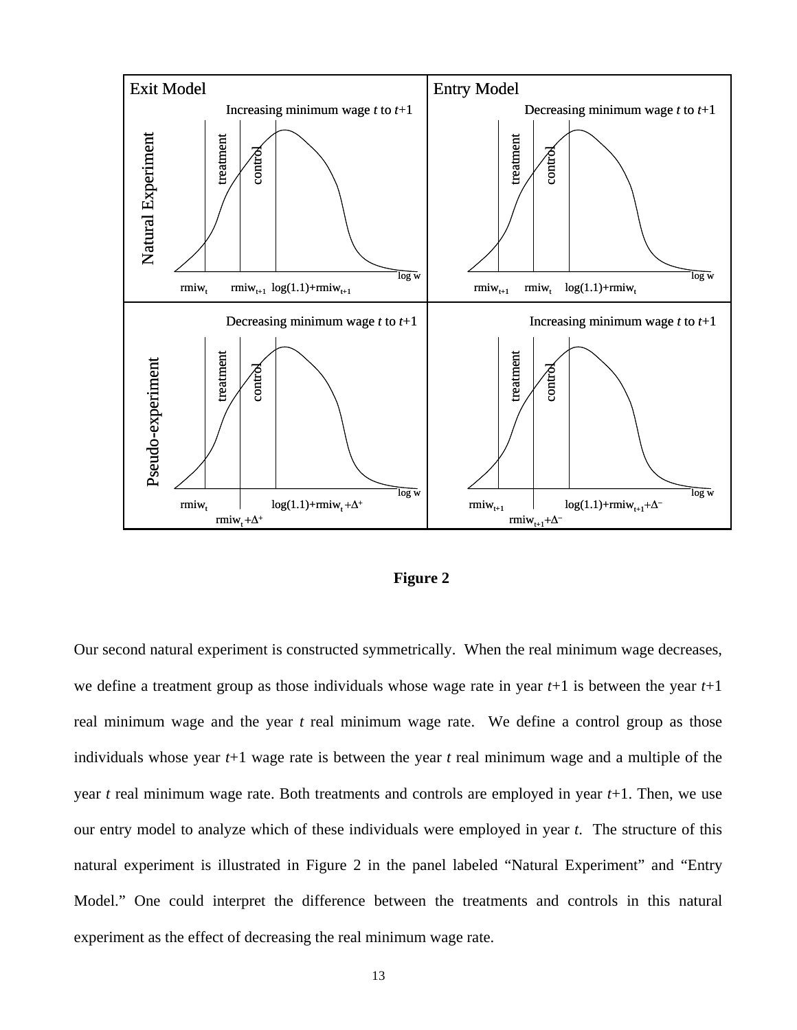**Figure 2**

Our second natural experiment is constructed symmetrically. When the real minimum wage decreases, we define a treatment group as those individuals whose wage rate in year $t$+1 is between the year $t$+1 real minimum wage and the year $t$ real minimum wage rate. We define a control group as those individuals whose year $t$+1 wage rate is between the year $t$ real minimum wage and a multiple of the year $t$ real minimum wage rate. Both treatments and controls are employed in year $t$+1. Then, we use our entry model to analyze which of these individuals were employed in year $t$. The structure of this natural experiment is illustrated in Figure 2 in the panel labeled "Natural Experiment" and "Entry Model." One could interpret the difference between the treatments and controls in this natural experiment as the effect of decreasing the real minimum wage rate.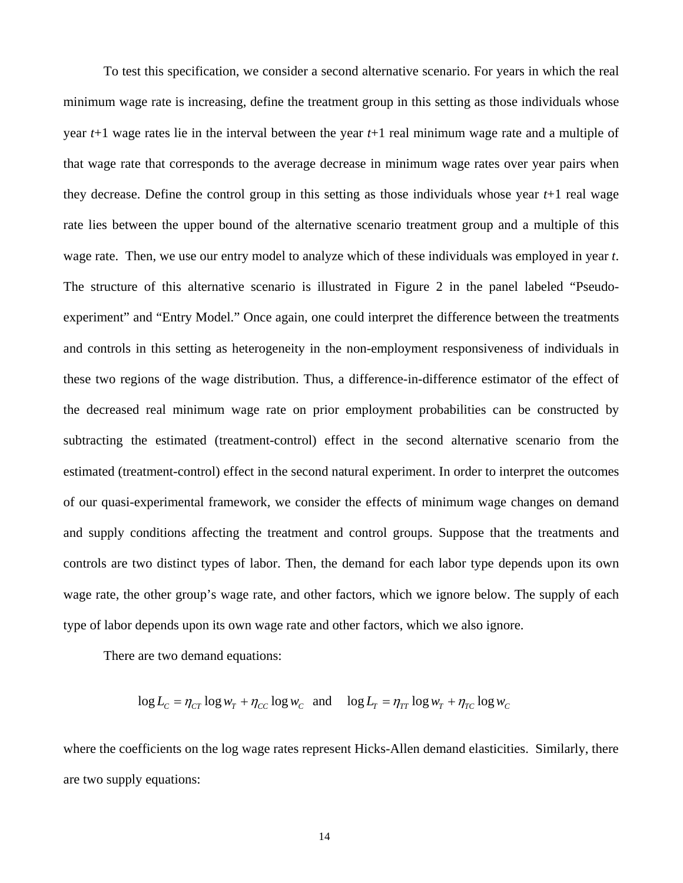To test this specification, we consider a second alternative scenario. For years in which the real minimum wage rate is increasing, define the treatment group in this setting as those individuals whose year *t*+1 wage rates lie in the interval between the year *t*+1 real minimum wage rate and a multiple of that wage rate that corresponds to the average decrease in minimum wage rates over year pairs when they decrease. Define the control group in this setting as those individuals whose year *t*+1 real wage rate lies between the upper bound of the alternative scenario treatment group and a multiple of this wage rate. Then, we use our entry model to analyze which of these individuals was employed in year *t*. The structure of this alternative scenario is illustrated in Figure 2 in the panel labeled "Pseudo-experiment" and "Entry Model." Once again, one could interpret the difference between the treatments and controls in this setting as heterogeneity in the non-employment responsiveness of individuals in these two regions of the wage distribution. Thus, a difference-in-difference estimator of the effect of the decreased real minimum wage rate on prior employment probabilities can be constructed by subtracting the estimated (treatment-control) effect in the second alternative scenario from the estimated (treatment-control) effect in the second natural experiment. In order to interpret the outcomes of our quasi-experimental framework, we consider the effects of minimum wage changes on demand and supply conditions affecting the treatment and control groups. Suppose that the treatments and controls are two distinct types of labor. Then, the demand for each labor type depends upon its own wage rate, the other group's wage rate, and other factors, which we ignore below. The supply of each type of labor depends upon its own wage rate and other factors, which we also ignore.

There are two demand equations:

$$\log L_C = \eta_{CT} \log w_T + \eta_{CC} \log w_C \quad \text{and} \quad \log L_T = \eta_{TT} \log w_T + \eta_{TC} \log w_C$$

where the coefficients on the log wage rates represent Hicks-Allen demand elasticities. Similarly, there are two supply equations: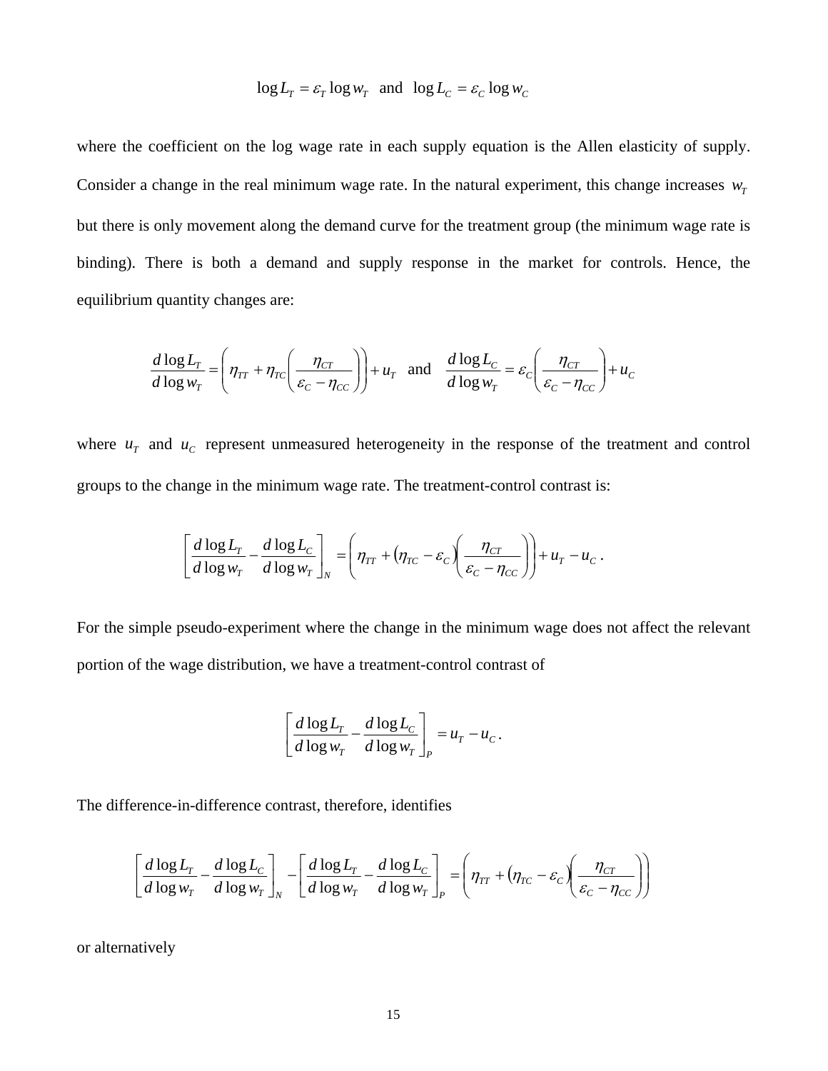$$\log L_T = \varepsilon_T \log w_T \quad \text{and} \quad \log L_C = \varepsilon_C \log w_C$$

where the coefficient on the log wage rate in each supply equation is the Allen elasticity of supply. Consider a change in the real minimum wage rate. In the natural experiment, this change increases $w_T$ but there is only movement along the demand curve for the treatment group (the minimum wage rate is binding). There is both a demand and supply response in the market for controls. Hence, the equilibrium quantity changes are:

$$\frac{d\log L_T}{d\log w_T} = \left(\eta_{TT} + \eta_{TC}\left(\frac{\eta_{CT}}{\varepsilon_C - \eta_{CC}}\right)\right) + u_T \quad \text{and} \quad \frac{d\log L_C}{d\log w_T} = \varepsilon_C\left(\frac{\eta_{CT}}{\varepsilon_C - \eta_{CC}}\right) + u_C$$

where $u_T$ and $u_C$ represent unmeasured heterogeneity in the response of the treatment and control groups to the change in the minimum wage rate. The treatment-control contrast is:

$$\left[\frac{d\log L_T}{d\log w_T} - \frac{d\log L_C}{d\log w_T}\right]_N = \left(\eta_{TT} + \left(\eta_{TC} - \varepsilon_C\right)\left(\frac{\eta_{CT}}{\varepsilon_C - \eta_{CC}}\right)\right) + u_T - u_C\,.$$

For the simple pseudo-experiment where the change in the minimum wage does not affect the relevant portion of the wage distribution, we have a treatment-control contrast of

$$\left[\frac{d\log L_T}{d\log w_T} - \frac{d\log L_C}{d\log w_T}\right]_P = u_T - u_C\,.$$

The difference-in-difference contrast, therefore, identifies

$$\left[\frac{d\log L_T}{d\log w_T} - \frac{d\log L_C}{d\log w_T}\right]_N - \left[\frac{d\log L_T}{d\log w_T} - \frac{d\log L_C}{d\log w_T}\right]_P = \left(\eta_{TT} + \left(\eta_{TC} - \varepsilon_C\right)\left(\frac{\eta_{CT}}{\varepsilon_C - \eta_{CC}}\right)\right)$$

or alternatively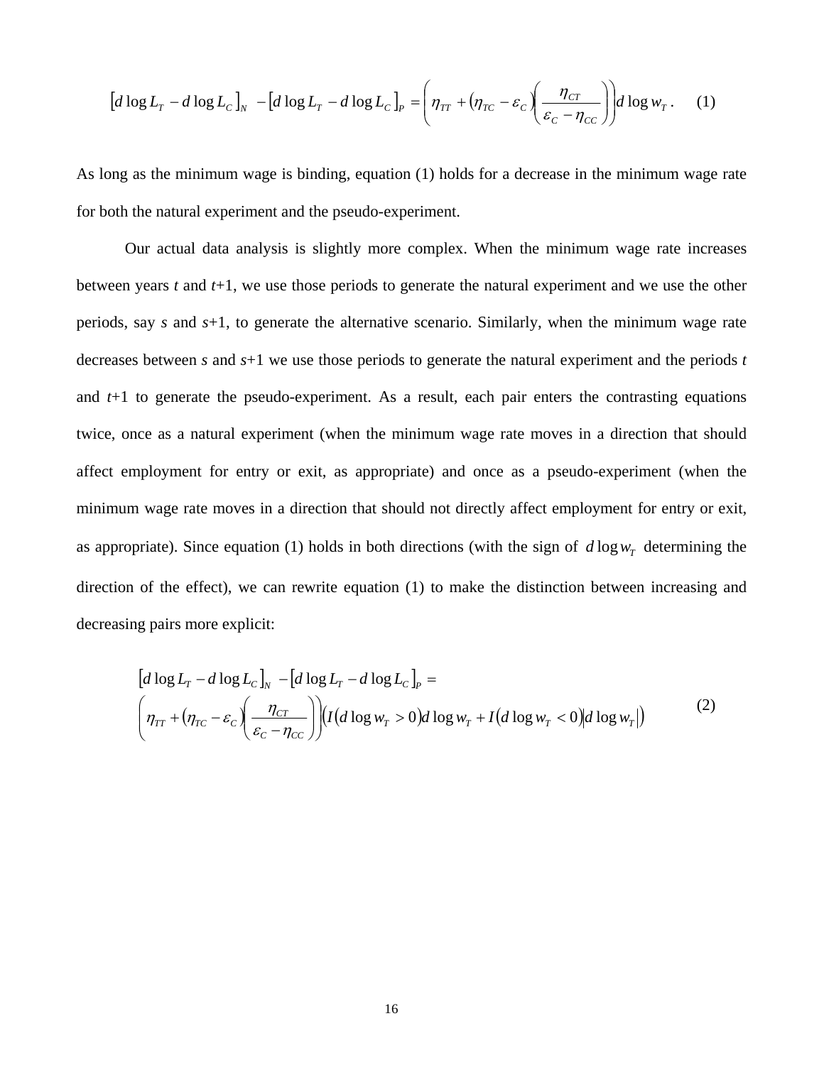$$\left[d\log L_T - d\log L_C\right]_N - \left[d\log L_T - d\log L_C\right]_P = \left(\eta_{TT} + \left(\eta_{TC} - \varepsilon_C\right)\left(\frac{\eta_{CT}}{\varepsilon_C - \eta_{CC}}\right)\right) d\log w_T . \quad (1)$$

As long as the minimum wage is binding, equation (1) holds for a decrease in the minimum wage rate for both the natural experiment and the pseudo-experiment.

Our actual data analysis is slightly more complex. When the minimum wage rate increases between years $t$ and $t$+1, we use those periods to generate the natural experiment and we use the other periods, say $s$ and $s$+1, to generate the alternative scenario. Similarly, when the minimum wage rate decreases between $s$ and $s$+1 we use those periods to generate the natural experiment and the periods $t$ and $t$+1 to generate the pseudo-experiment. As a result, each pair enters the contrasting equations twice, once as a natural experiment (when the minimum wage rate moves in a direction that should affect employment for entry or exit, as appropriate) and once as a pseudo-experiment (when the minimum wage rate moves in a direction that should not directly affect employment for entry or exit, as appropriate). Since equation (1) holds in both directions (with the sign of $d\log w_T$ determining the direction of the effect), we can rewrite equation (1) to make the distinction between increasing and decreasing pairs more explicit:

$$\begin{aligned} &\left[d\log L_T - d\log L_C\right]_N - \left[d\log L_T - d\log L_C\right]_P = \\ &\left(\eta_{TT} + \left(\eta_{TC} - \varepsilon_C\right)\left(\frac{\eta_{CT}}{\varepsilon_C - \eta_{CC}}\right)\right)\left(I\left(d\log w_T > 0\right) d\log w_T + I\left(d\log w_T < 0\right)\left|d\log w_T\right|\right) \end{aligned} \quad (2)$$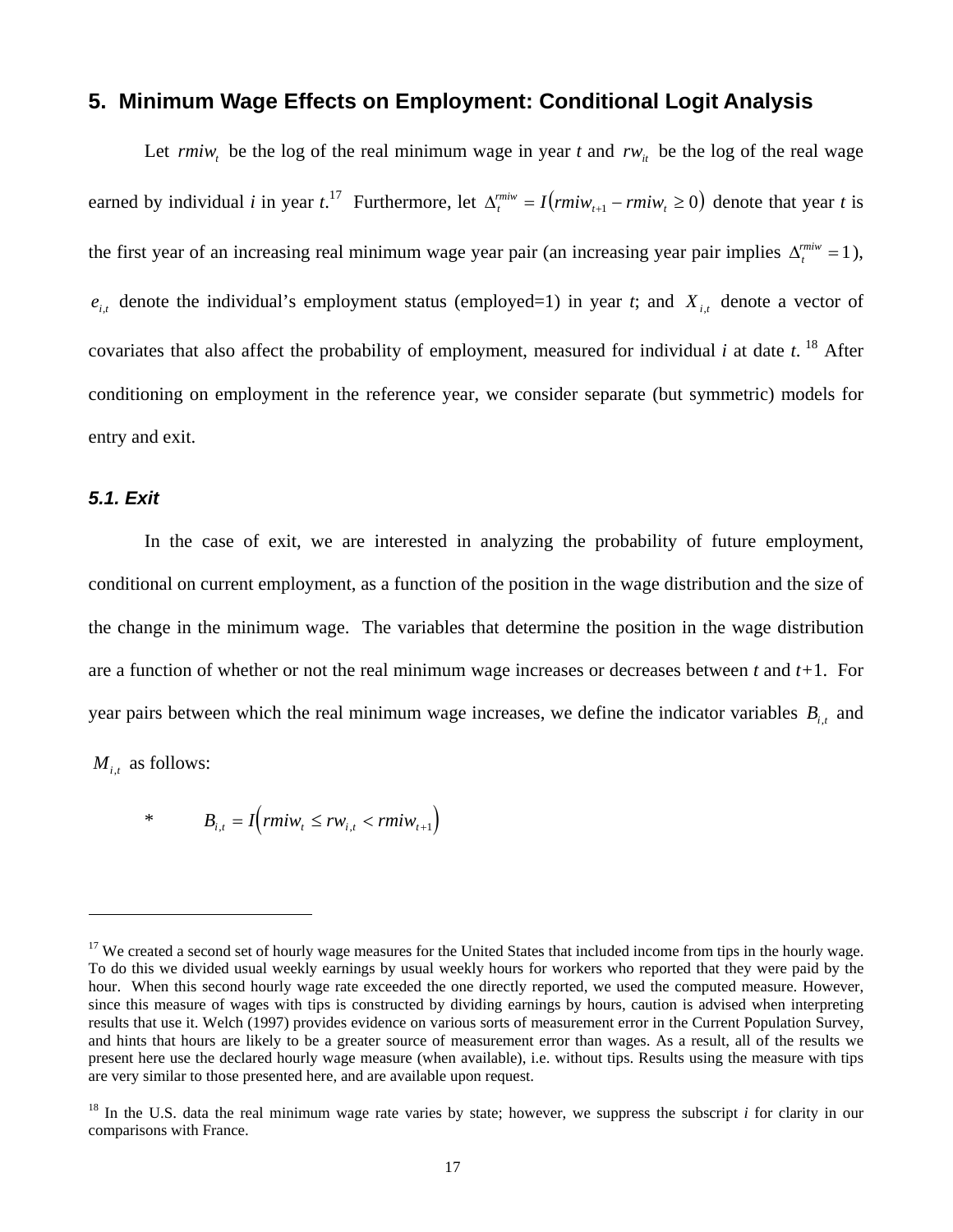## 5. Minimum Wage Effects on Employment: Conditional Logit Analysis

Let $rmiw_t$ be the log of the real minimum wage in year *t* and $rw_{it}$ be the log of the real wage earned by individual *i* in year *t*.[17] Furthermore, let $\Delta_t^{rmiw} = I(rmiw_{t+1} - rmiw_t \geq 0)$ denote that year *t* is the first year of an increasing real minimum wage year pair (an increasing year pair implies $\Delta_t^{rmiw} = 1$), $e_{i,t}$ denote the individual's employment status (employed=1) in year *t*; and $X_{i,t}$ denote a vector of covariates that also affect the probability of employment, measured for individual *i* at date *t*.[18] After conditioning on employment in the reference year, we consider separate (but symmetric) models for entry and exit.

### 5.1. Exit

In the case of exit, we are interested in analyzing the probability of future employment, conditional on current employment, as a function of the position in the wage distribution and the size of the change in the minimum wage. The variables that determine the position in the wage distribution are a function of whether or not the real minimum wage increases or decreases between *t* and *t*+1. For year pairs between which the real minimum wage increases, we define the indicator variables $B_{i,t}$ and $M_{i,t}$ as follows:

- $B_{i,t} = I(rmiw_t \leq rw_{i,t} < rmiw_{t+1})$

---

[17] We created a second set of hourly wage measures for the United States that included income from tips in the hourly wage. To do this we divided usual weekly earnings by usual weekly hours for workers who reported that they were paid by the hour. When this second hourly wage rate exceeded the one directly reported, we used the computed measure. However, since this measure of wages with tips is constructed by dividing earnings by hours, caution is advised when interpreting results that use it. Welch (1997) provides evidence on various sorts of measurement error in the Current Population Survey, and hints that hours are likely to be a greater source of measurement error than wages. As a result, all of the results we present here use the declared hourly wage measure (when available), i.e. without tips. Results using the measure with tips are very similar to those presented here, and are available upon request.

[18] In the U.S. data the real minimum wage rate varies by state; however, we suppress the subscript *i* for clarity in our comparisons with France.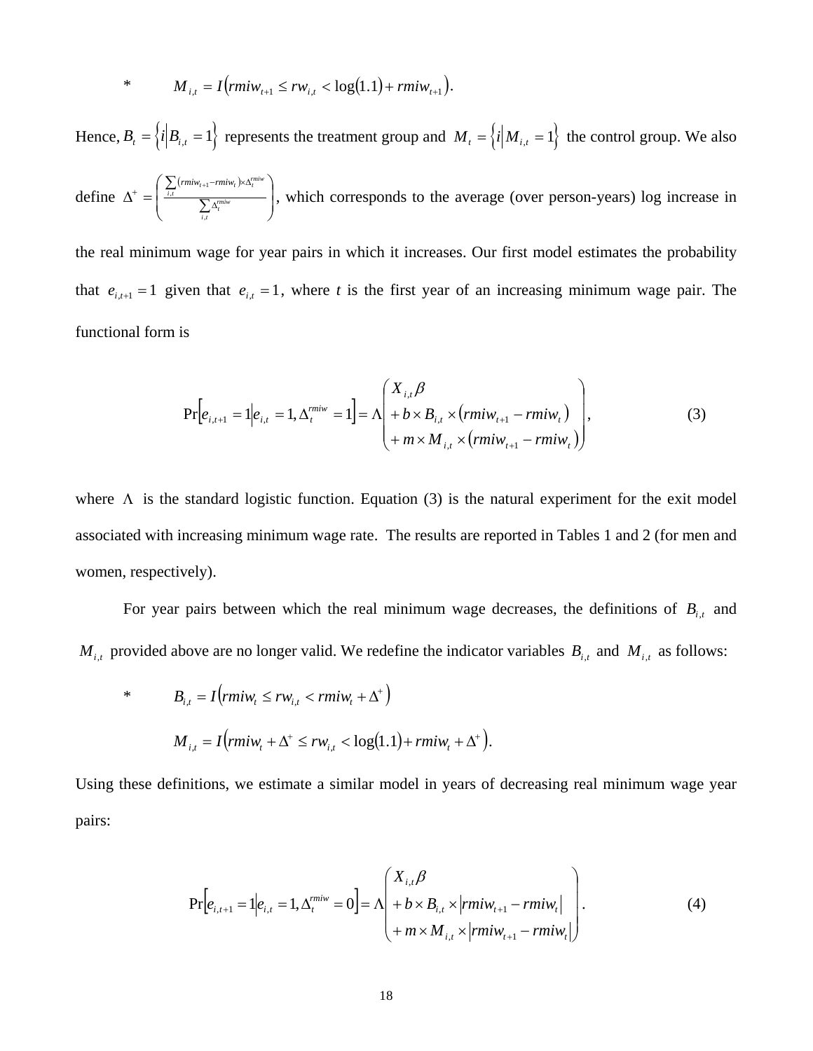* $M_{i,t} = I\left(rmiw_{t+1} \leq rw_{i,t} < \log(1.1) + rmiw_{t+1}\right)$.

Hence, $B_t = \left\{ i \middle| B_{i,t} = 1 \right\}$ represents the treatment group and $M_t = \left\{ i \middle| M_{i,t} = 1 \right\}$ the control group. We also define $\Delta^+ = \left( \frac{\sum_{i,t} (rmiw_{t+1} - rmiw_t) \times \Delta_t^{rmiw}}{\sum_{i,t} \Delta_t^{rmiw}} \right)$, which corresponds to the average (over person-years) log increase in the real minimum wage for year pairs in which it increases. Our first model estimates the probability that $e_{i,t+1} = 1$ given that $e_{i,t} = 1$, where *t* is the first year of an increasing minimum wage pair. The functional form is

$$\Pr\left[e_{i,t+1} = 1 \middle| e_{i,t} = 1, \Delta_t^{rmiw} = 1\right] = \Lambda \begin{pmatrix} X_{i,t}\beta \\ + b \times B_{i,t} \times \left(rmiw_{t+1} - rmiw_t\right) \\ + m \times M_{i,t} \times \left(rmiw_{t+1} - rmiw_t\right) \end{pmatrix}, \tag{3}$$

where $\Lambda$ is the standard logistic function. Equation (3) is the natural experiment for the exit model associated with increasing minimum wage rate. The results are reported in Tables 1 and 2 (for men and women, respectively).

For year pairs between which the real minimum wage decreases, the definitions of $B_{i,t}$ and $M_{i,t}$ provided above are no longer valid. We redefine the indicator variables $B_{i,t}$ and $M_{i,t}$ as follows:

* $B_{i,t} = I\left(rmiw_t \leq rw_{i,t} < rmiw_t + \Delta^+\right)$

  $M_{i,t} = I\left(rmiw_t + \Delta^+ \leq rw_{i,t} < \log(1.1) + rmiw_t + \Delta^+\right)$.

Using these definitions, we estimate a similar model in years of decreasing real minimum wage year pairs:

$$\Pr\left[e_{i,t+1} = 1 \middle| e_{i,t} = 1, \Delta_t^{rmiw} = 0\right] = \Lambda \begin{pmatrix} X_{i,t}\beta \\ + b \times B_{i,t} \times \left|rmiw_{t+1} - rmiw_t\right| \\ + m \times M_{i,t} \times \left|rmiw_{t+1} - rmiw_t\right| \end{pmatrix}. \tag{4}$$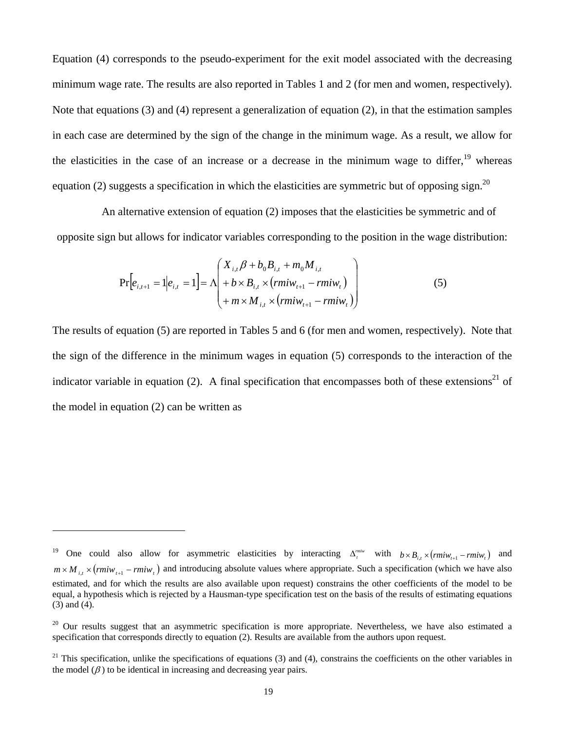Equation (4) corresponds to the pseudo-experiment for the exit model associated with the decreasing minimum wage rate. The results are also reported in Tables 1 and 2 (for men and women, respectively). Note that equations (3) and (4) represent a generalization of equation (2), in that the estimation samples in each case are determined by the sign of the change in the minimum wage. As a result, we allow for the elasticities in the case of an increase or a decrease in the minimum wage to differ,[19] whereas equation (2) suggests a specification in which the elasticities are symmetric but of opposing sign.[20]

An alternative extension of equation (2) imposes that the elasticities be symmetric and of opposite sign but allows for indicator variables corresponding to the position in the wage distribution:

$$\Pr\left[e_{i,t+1} = 1 \middle| e_{i,t} = 1\right] = \Lambda\begin{pmatrix} X_{i,t}\beta + b_0 B_{i,t} + m_0 M_{i,t} \\ + b \times B_{i,t} \times \left(rmiw_{t+1} - rmiw_t\right) \\ + m \times M_{i,t} \times \left(rmiw_{t+1} - rmiw_t\right) \end{pmatrix} \qquad (5)$$

The results of equation (5) are reported in Tables 5 and 6 (for men and women, respectively). Note that the sign of the difference in the minimum wages in equation (5) corresponds to the interaction of the indicator variable in equation (2). A final specification that encompasses both of these extensions[21] of the model in equation (2) can be written as

---

[19] One could also allow for asymmetric elasticities by interacting $\Delta_t^{rmiw}$ with $b \times B_{i,t} \times \left(rmiw_{t+1} - rmiw_t\right)$ and $m \times M_{i,t} \times \left(rmiw_{t+1} - rmiw_t\right)$ and introducing absolute values where appropriate. Such a specification (which we have also estimated, and for which the results are also available upon request) constrains the other coefficients of the model to be equal, a hypothesis which is rejected by a Hausman-type specification test on the basis of the results of estimating equations (3) and (4).

[20] Our results suggest that an asymmetric specification is more appropriate. Nevertheless, we have also estimated a specification that corresponds directly to equation (2). Results are available from the authors upon request.

[21] This specification, unlike the specifications of equations (3) and (4), constrains the coefficients on the other variables in the model ($\beta$) to be identical in increasing and decreasing year pairs.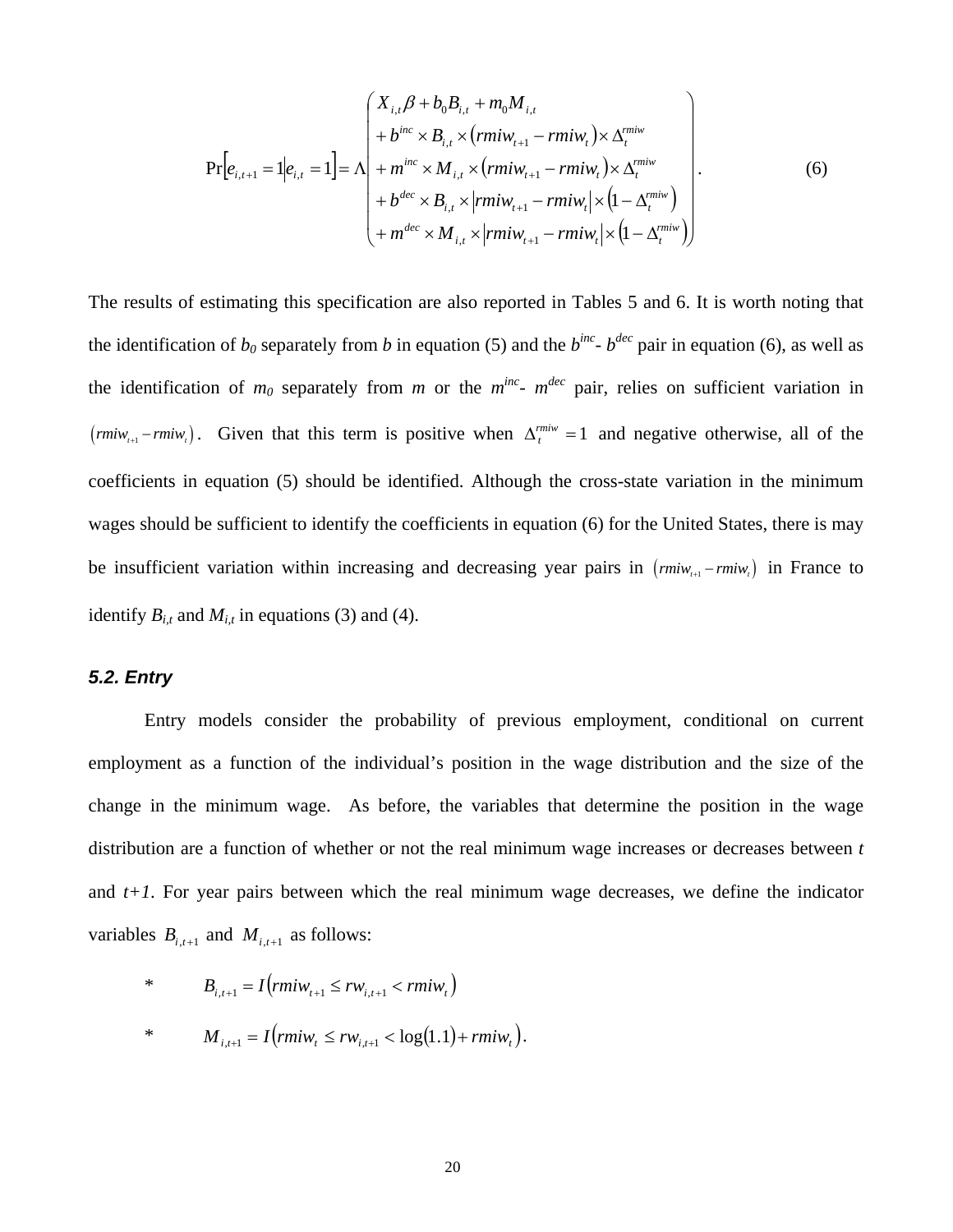$$
\Pr\left[e_{i,t+1}=1 \middle| e_{i,t}=1\right]=\Lambda\left(\begin{array}{l} X_{i,t}\beta + b_0 B_{i,t} + m_0 M_{i,t} \\ + b^{inc} \times B_{i,t} \times \left(rmiw_{t+1} - rmiw_t\right) \times \Delta_t^{rmiw} \\ + m^{inc} \times M_{i,t} \times \left(rmiw_{t+1} - rmiw_t\right) \times \Delta_t^{rmiw} \\ + b^{dec} \times B_{i,t} \times \left|rmiw_{t+1} - rmiw_t\right| \times \left(1 - \Delta_t^{rmiw}\right) \\ + m^{dec} \times M_{i,t} \times \left|rmiw_{t+1} - rmiw_t\right| \times \left(1 - \Delta_t^{rmiw}\right) \end{array}\right). \tag{6}
$$

The results of estimating this specification are also reported in Tables 5 and 6. It is worth noting that the identification of $b_0$ separately from $b$ in equation (5) and the $b^{inc}$- $b^{dec}$ pair in equation (6), as well as the identification of $m_0$ separately from $m$ or the $m^{inc}$- $m^{dec}$ pair, relies on sufficient variation in $\left(rmiw_{t+1} - rmiw_t\right)$. Given that this term is positive when $\Delta_t^{rmiw}=1$ and negative otherwise, all of the coefficients in equation (5) should be identified. Although the cross-state variation in the minimum wages should be sufficient to identify the coefficients in equation (6) for the United States, there is may be insufficient variation within increasing and decreasing year pairs in $\left(rmiw_{t+1} - rmiw_t\right)$ in France to identify $B_{i,t}$ and $M_{i,t}$ in equations (3) and (4).

### *5.2. Entry*

Entry models consider the probability of previous employment, conditional on current employment as a function of the individual's position in the wage distribution and the size of the change in the minimum wage. As before, the variables that determine the position in the wage distribution are a function of whether or not the real minimum wage increases or decreases between *t* and *t+1*. For year pairs between which the real minimum wage decreases, we define the indicator variables $B_{i,t+1}$ and $M_{i,t+1}$ as follows:

- $B_{i,t+1} = I\left(rmiw_{t+1} \leq rw_{i,t+1} < rmiw_t\right)$
- $M_{i,t+1} = I\left(rmiw_t \leq rw_{i,t+1} < \log(1.1) + rmiw_t\right)$.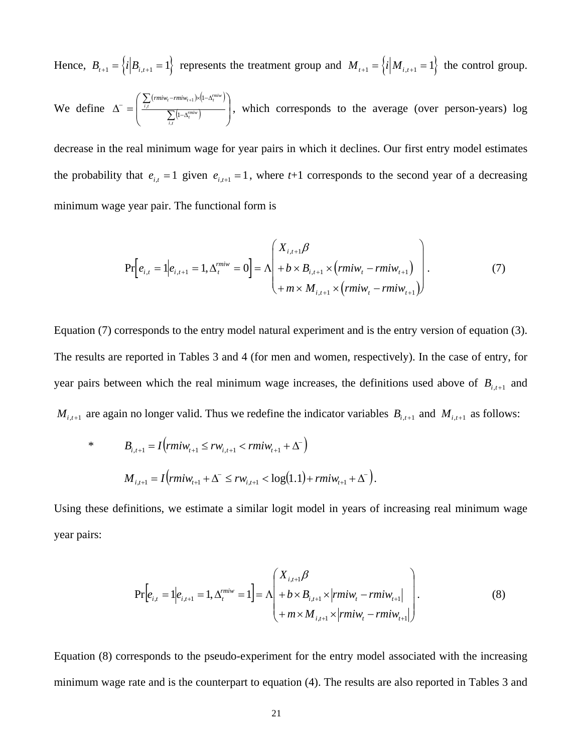Hence, $B_{t+1} = \left\{ i \middle| B_{i,t+1} = 1 \right\}$ represents the treatment group and $M_{t+1} = \left\{ i \middle| M_{i,t+1} = 1 \right\}$ the control group. We define $\Delta^{-} = \left( \frac{\sum_{i,t} \left( rmiw_t - rmiw_{t+1} \right) \times \left( 1 - \Delta_t^{rmiw} \right)}{\sum_{i,t} \left( 1 - \Delta_t^{rmiw} \right)} \right)$, which corresponds to the average (over person-years) log decrease in the real minimum wage for year pairs in which it declines. Our first entry model estimates the probability that $e_{i,t} = 1$ given $e_{i,t+1} = 1$, where $t$+1 corresponds to the second year of a decreasing minimum wage year pair. The functional form is

$$\Pr\left[ e_{i,t} = 1 \middle| e_{i,t+1} = 1, \Delta_t^{rmiw} = 0 \right] = \Lambda \begin{pmatrix} X_{i,t+1}\beta \\ + b \times B_{i,t+1} \times \left( rmiw_t - rmiw_{t+1} \right) \\ + m \times M_{i,t+1} \times \left( rmiw_t - rmiw_{t+1} \right) \end{pmatrix}. \tag{7}$$

Equation (7) corresponds to the entry model natural experiment and is the entry version of equation (3). The results are reported in Tables 3 and 4 (for men and women, respectively). In the case of entry, for year pairs between which the real minimum wage increases, the definitions used above of $B_{i,t+1}$ and $M_{i,t+1}$ are again no longer valid. Thus we redefine the indicator variables $B_{i,t+1}$ and $M_{i,t+1}$ as follows:

\* $\quad B_{i,t+1} = I\left( rmiw_{t+1} \le rw_{i,t+1} < rmiw_{t+1} + \Delta^{-} \right)$

$\quad M_{i,t+1} = I\left( rmiw_{t+1} + \Delta^{-} \le rw_{i,t+1} < \log(1.1) + rmiw_{t+1} + \Delta^{-} \right)$.

Using these definitions, we estimate a similar logit model in years of increasing real minimum wage year pairs:

$$\Pr\left[ e_{i,t} = 1 \middle| e_{i,t+1} = 1, \Delta_t^{rmiw} = 1 \right] = \Lambda \begin{pmatrix} X_{i,t+1}\beta \\ + b \times B_{i,t+1} \times \left| rmiw_t - rmiw_{t+1} \right| \\ + m \times M_{i,t+1} \times \left| rmiw_t - rmiw_{t+1} \right| \end{pmatrix}. \tag{8}$$

Equation (8) corresponds to the pseudo-experiment for the entry model associated with the increasing minimum wage rate and is the counterpart to equation (4). The results are also reported in Tables 3 and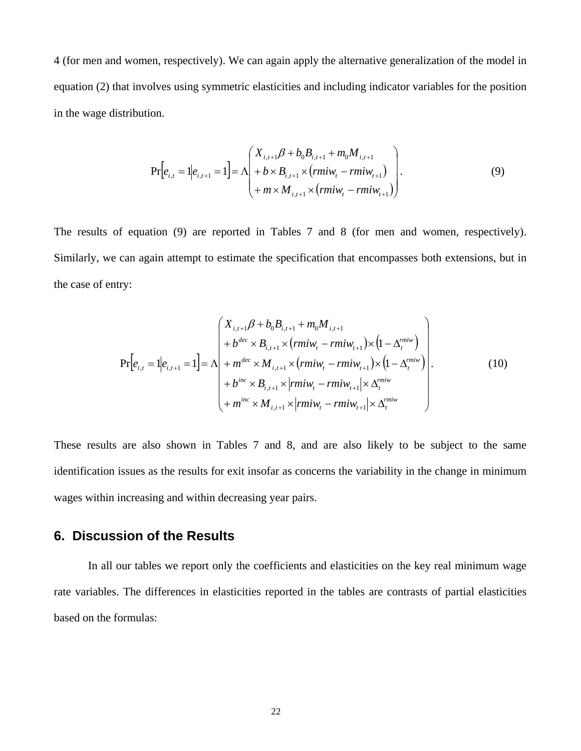4 (for men and women, respectively). We can again apply the alternative generalization of the model in equation (2) that involves using symmetric elasticities and including indicator variables for the position in the wage distribution.

$$
\Pr\left[e_{i,t}=1\middle|e_{i,t+1}=1\right]=\Lambda\begin{pmatrix} X_{i,t+1}\beta+b_0B_{i,t+1}+m_0M_{i,t+1} \\ +b\times B_{i,t+1}\times\left(rmiw_t-rmiw_{t+1}\right) \\ +m\times M_{i,t+1}\times\left(rmiw_t-rmiw_{t+1}\right) \end{pmatrix}. \tag{9}
$$

The results of equation (9) are reported in Tables 7 and 8 (for men and women, respectively). Similarly, we can again attempt to estimate the specification that encompasses both extensions, but in the case of entry:

$$
\Pr\left[e_{i,t}=1\middle|e_{i,t+1}=1\right]=\Lambda\begin{pmatrix} X_{i,t+1}\beta+b_0B_{i,t+1}+m_0M_{i,t+1} \\ +b^{dec}\times B_{i,t+1}\times\left(rmiw_t-rmiw_{t+1}\right)\times\left(1-\Delta_t^{rmiw}\right) \\ +m^{dec}\times M_{i,t+1}\times\left(rmiw_t-rmiw_{t+1}\right)\times\left(1-\Delta_t^{rmiw}\right) \\ +b^{inc}\times B_{i,t+1}\times\left|rmiw_t-rmiw_{t+1}\right|\times\Delta_t^{rmiw} \\ +m^{inc}\times M_{i,t+1}\times\left|rmiw_t-rmiw_{t+1}\right|\times\Delta_t^{rmiw} \end{pmatrix}. \tag{10}
$$

These results are also shown in Tables 7 and 8, and are also likely to be subject to the same identification issues as the results for exit insofar as concerns the variability in the change in minimum wages within increasing and within decreasing year pairs.

## 6. Discussion of the Results

In all our tables we report only the coefficients and elasticities on the key real minimum wage rate variables. The differences in elasticities reported in the tables are contrasts of partial elasticities based on the formulas: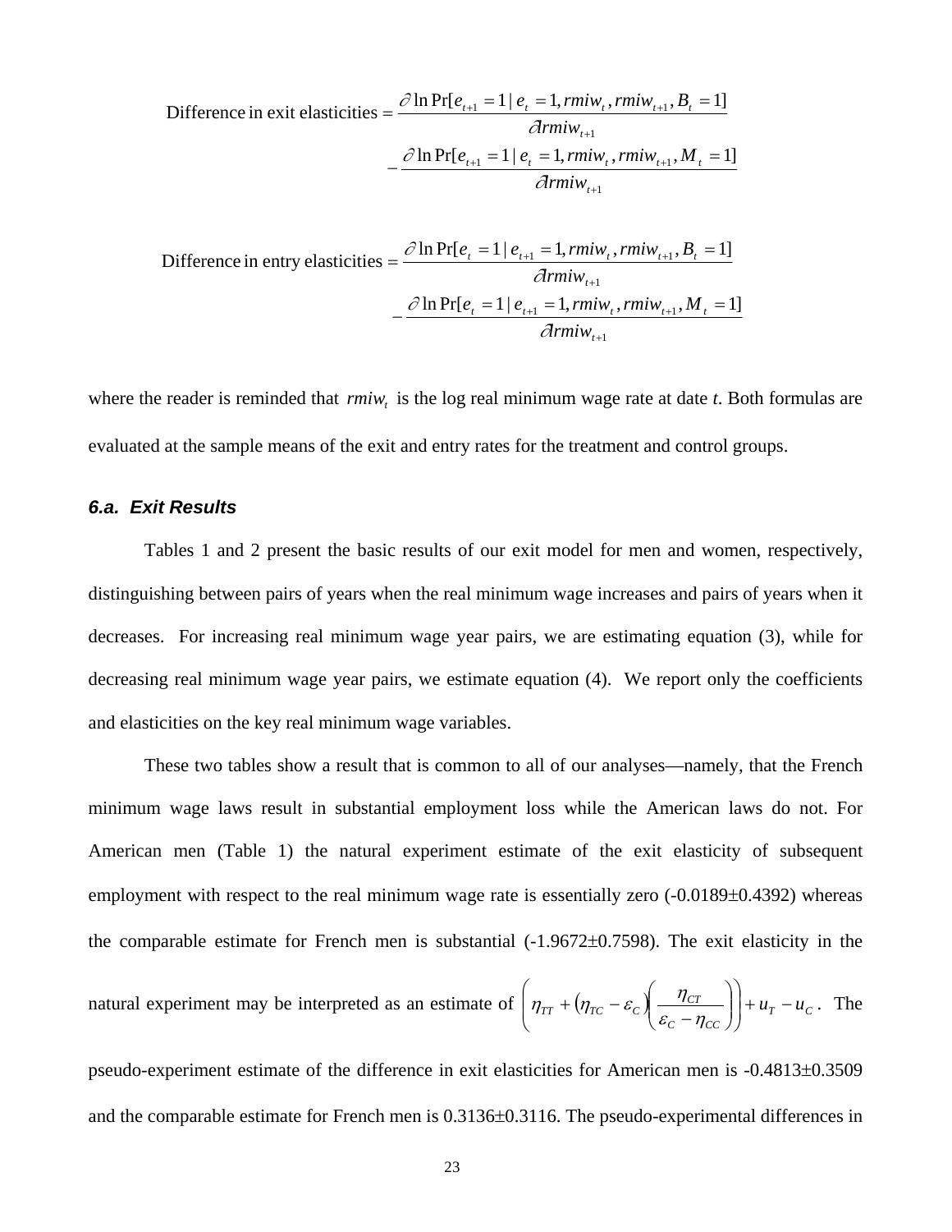$$\text{Difference in exit elasticities} = \frac{\partial \ln \Pr[e_{t+1} = 1 \mid e_t = 1, rmiw_t, rmiw_{t+1}, B_t = 1]}{\partial rmiw_{t+1}} - \frac{\partial \ln \Pr[e_{t+1} = 1 \mid e_t = 1, rmiw_t, rmiw_{t+1}, M_t = 1]}{\partial rmiw_{t+1}}$$

$$\text{Difference in entry elasticities} = \frac{\partial \ln \Pr[e_t = 1 \mid e_{t+1} = 1, rmiw_t, rmiw_{t+1}, B_t = 1]}{\partial rmiw_{t+1}} - \frac{\partial \ln \Pr[e_t = 1 \mid e_{t+1} = 1, rmiw_t, rmiw_{t+1}, M_t = 1]}{\partial rmiw_{t+1}}$$

where the reader is reminded that $rmiw_t$ is the log real minimum wage rate at date *t*. Both formulas are evaluated at the sample means of the exit and entry rates for the treatment and control groups.

### *6.a. Exit Results*

Tables 1 and 2 present the basic results of our exit model for men and women, respectively, distinguishing between pairs of years when the real minimum wage increases and pairs of years when it decreases. For increasing real minimum wage year pairs, we are estimating equation (3), while for decreasing real minimum wage year pairs, we estimate equation (4). We report only the coefficients and elasticities on the key real minimum wage variables.

These two tables show a result that is common to all of our analyses—namely, that the French minimum wage laws result in substantial employment loss while the American laws do not. For American men (Table 1) the natural experiment estimate of the exit elasticity of subsequent employment with respect to the real minimum wage rate is essentially zero ($-0.0189 \pm 0.4392$) whereas the comparable estimate for French men is substantial ($-1.9672 \pm 0.7598$). The exit elasticity in the natural experiment may be interpreted as an estimate of $\left( \eta_{TT} + (\eta_{TC} - \varepsilon_C) \left( \frac{\eta_{CT}}{\varepsilon_C - \eta_{CC}} \right) \right) + u_T - u_C$. The pseudo-experiment estimate of the difference in exit elasticities for American men is $-0.4813 \pm 0.3509$ and the comparable estimate for French men is $0.3136 \pm 0.3116$. The pseudo-experimental differences in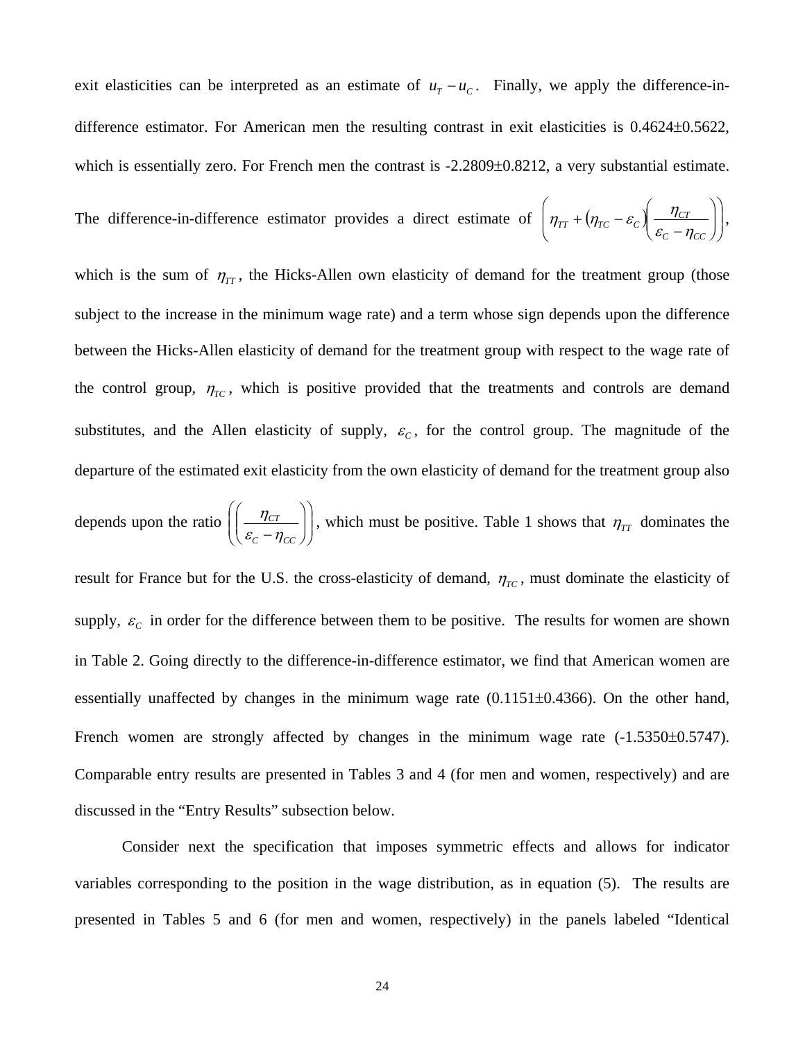exit elasticities can be interpreted as an estimate of $u_T - u_C$. Finally, we apply the difference-in-difference estimator. For American men the resulting contrast in exit elasticities is 0.4624±0.5622, which is essentially zero. For French men the contrast is -2.2809±0.8212, a very substantial estimate. The difference-in-difference estimator provides a direct estimate of $\left(\eta_{TT} + (\eta_{TC} - \varepsilon_C)\left(\frac{\eta_{CT}}{\varepsilon_C - \eta_{CC}}\right)\right)$, which is the sum of $\eta_{TT}$, the Hicks-Allen own elasticity of demand for the treatment group (those subject to the increase in the minimum wage rate) and a term whose sign depends upon the difference between the Hicks-Allen elasticity of demand for the treatment group with respect to the wage rate of the control group, $\eta_{TC}$, which is positive provided that the treatments and controls are demand substitutes, and the Allen elasticity of supply, $\varepsilon_C$, for the control group. The magnitude of the departure of the estimated exit elasticity from the own elasticity of demand for the treatment group also depends upon the ratio $\left(\left(\frac{\eta_{CT}}{\varepsilon_C - \eta_{CC}}\right)\right)$, which must be positive. Table 1 shows that $\eta_{TT}$ dominates the result for France but for the U.S. the cross-elasticity of demand, $\eta_{TC}$, must dominate the elasticity of supply, $\varepsilon_C$ in order for the difference between them to be positive. The results for women are shown in Table 2. Going directly to the difference-in-difference estimator, we find that American women are essentially unaffected by changes in the minimum wage rate (0.1151±0.4366). On the other hand, French women are strongly affected by changes in the minimum wage rate (-1.5350±0.5747). Comparable entry results are presented in Tables 3 and 4 (for men and women, respectively) and are discussed in the "Entry Results" subsection below.

Consider next the specification that imposes symmetric effects and allows for indicator variables corresponding to the position in the wage distribution, as in equation (5). The results are presented in Tables 5 and 6 (for men and women, respectively) in the panels labeled "Identical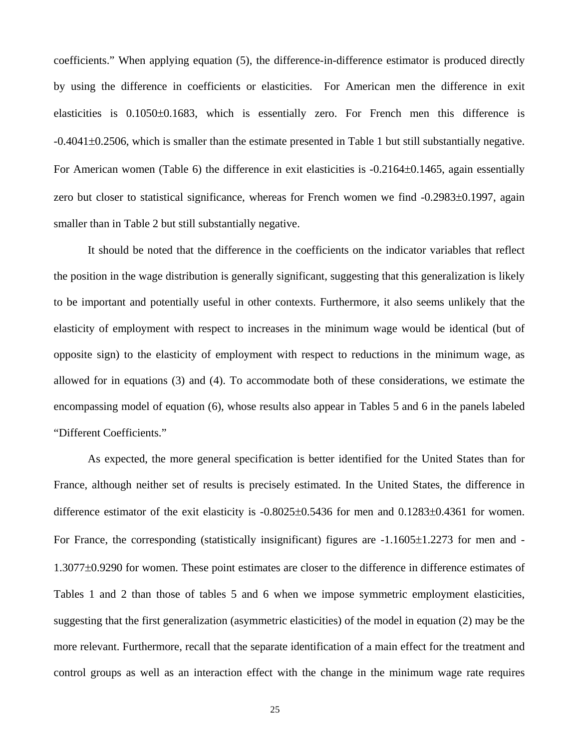coefficients." When applying equation (5), the difference-in-difference estimator is produced directly by using the difference in coefficients or elasticities. For American men the difference in exit elasticities is $0.1050 \pm 0.1683$, which is essentially zero. For French men this difference is $-0.4041 \pm 0.2506$, which is smaller than the estimate presented in Table 1 but still substantially negative. For American women (Table 6) the difference in exit elasticities is $-0.2164 \pm 0.1465$, again essentially zero but closer to statistical significance, whereas for French women we find $-0.2983 \pm 0.1997$, again smaller than in Table 2 but still substantially negative.

It should be noted that the difference in the coefficients on the indicator variables that reflect the position in the wage distribution is generally significant, suggesting that this generalization is likely to be important and potentially useful in other contexts. Furthermore, it also seems unlikely that the elasticity of employment with respect to increases in the minimum wage would be identical (but of opposite sign) to the elasticity of employment with respect to reductions in the minimum wage, as allowed for in equations (3) and (4). To accommodate both of these considerations, we estimate the encompassing model of equation (6), whose results also appear in Tables 5 and 6 in the panels labeled "Different Coefficients."

As expected, the more general specification is better identified for the United States than for France, although neither set of results is precisely estimated. In the United States, the difference in difference estimator of the exit elasticity is $-0.8025 \pm 0.5436$ for men and $0.1283 \pm 0.4361$ for women. For France, the corresponding (statistically insignificant) figures are $-1.1605 \pm 1.2273$ for men and $-1.3077 \pm 0.9290$ for women. These point estimates are closer to the difference in difference estimates of Tables 1 and 2 than those of tables 5 and 6 when we impose symmetric employment elasticities, suggesting that the first generalization (asymmetric elasticities) of the model in equation (2) may be the more relevant. Furthermore, recall that the separate identification of a main effect for the treatment and control groups as well as an interaction effect with the change in the minimum wage rate requires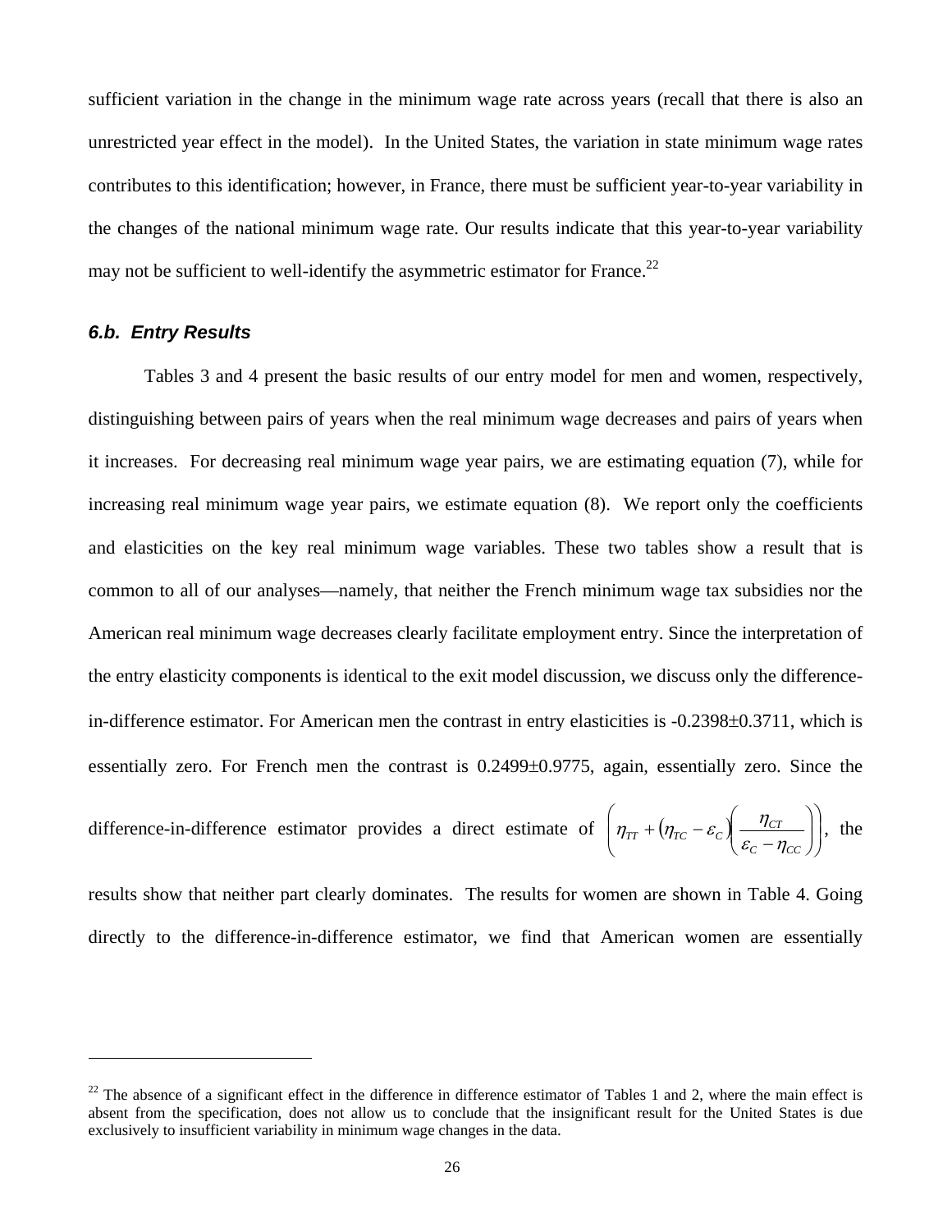sufficient variation in the change in the minimum wage rate across years (recall that there is also an unrestricted year effect in the model). In the United States, the variation in state minimum wage rates contributes to this identification; however, in France, there must be sufficient year-to-year variability in the changes of the national minimum wage rate. Our results indicate that this year-to-year variability may not be sufficient to well-identify the asymmetric estimator for France.[22]

### *6.b. Entry Results*

Tables 3 and 4 present the basic results of our entry model for men and women, respectively, distinguishing between pairs of years when the real minimum wage decreases and pairs of years when it increases. For decreasing real minimum wage year pairs, we are estimating equation (7), while for increasing real minimum wage year pairs, we estimate equation (8). We report only the coefficients and elasticities on the key real minimum wage variables. These two tables show a result that is common to all of our analyses—namely, that neither the French minimum wage tax subsidies nor the American real minimum wage decreases clearly facilitate employment entry. Since the interpretation of the entry elasticity components is identical to the exit model discussion, we discuss only the difference-in-difference estimator. For American men the contrast in entry elasticities is -0.2398±0.3711, which is essentially zero. For French men the contrast is 0.2499±0.9775, again, essentially zero. Since the difference-in-difference estimator provides a direct estimate of $\left(\eta_{TT} + \left(\eta_{TC} - \varepsilon_C\right)\left(\frac{\eta_{CT}}{\varepsilon_C - \eta_{CC}}\right)\right)$, the results show that neither part clearly dominates. The results for women are shown in Table 4. Going directly to the difference-in-difference estimator, we find that American women are essentially

[22] The absence of a significant effect in the difference in difference estimator of Tables 1 and 2, where the main effect is absent from the specification, does not allow us to conclude that the insignificant result for the United States is due exclusively to insufficient variability in minimum wage changes in the data.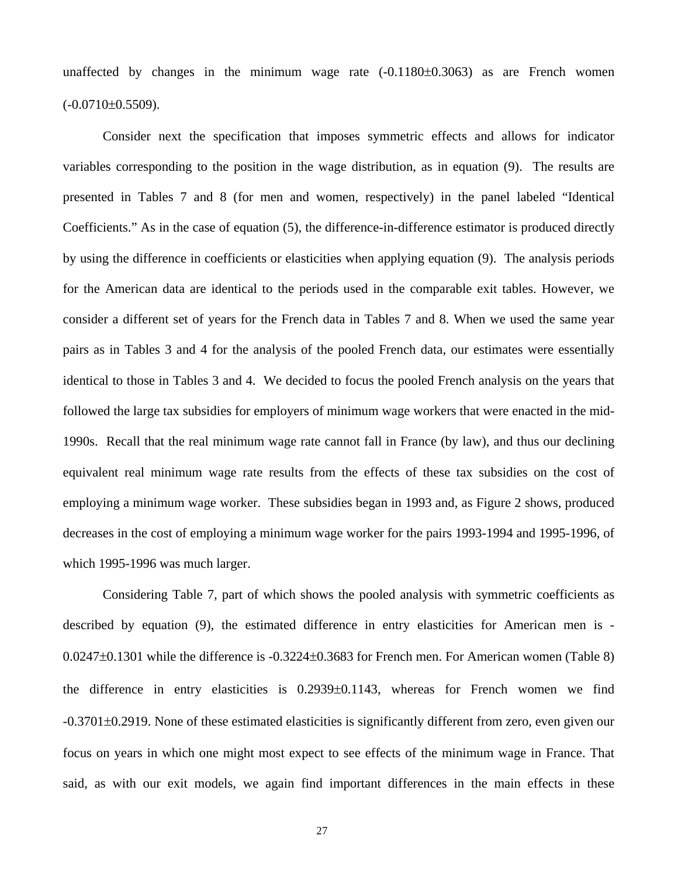unaffected by changes in the minimum wage rate (-0.1180±0.3063) as are French women (-0.0710±0.5509).

Consider next the specification that imposes symmetric effects and allows for indicator variables corresponding to the position in the wage distribution, as in equation (9). The results are presented in Tables 7 and 8 (for men and women, respectively) in the panel labeled "Identical Coefficients." As in the case of equation (5), the difference-in-difference estimator is produced directly by using the difference in coefficients or elasticities when applying equation (9). The analysis periods for the American data are identical to the periods used in the comparable exit tables. However, we consider a different set of years for the French data in Tables 7 and 8. When we used the same year pairs as in Tables 3 and 4 for the analysis of the pooled French data, our estimates were essentially identical to those in Tables 3 and 4. We decided to focus the pooled French analysis on the years that followed the large tax subsidies for employers of minimum wage workers that were enacted in the mid-1990s. Recall that the real minimum wage rate cannot fall in France (by law), and thus our declining equivalent real minimum wage rate results from the effects of these tax subsidies on the cost of employing a minimum wage worker. These subsidies began in 1993 and, as Figure 2 shows, produced decreases in the cost of employing a minimum wage worker for the pairs 1993-1994 and 1995-1996, of which 1995-1996 was much larger.

Considering Table 7, part of which shows the pooled analysis with symmetric coefficients as described by equation (9), the estimated difference in entry elasticities for American men is -0.0247±0.1301 while the difference is -0.3224±0.3683 for French men. For American women (Table 8) the difference in entry elasticities is 0.2939±0.1143, whereas for French women we find -0.3701±0.2919. None of these estimated elasticities is significantly different from zero, even given our focus on years in which one might most expect to see effects of the minimum wage in France. That said, as with our exit models, we again find important differences in the main effects in these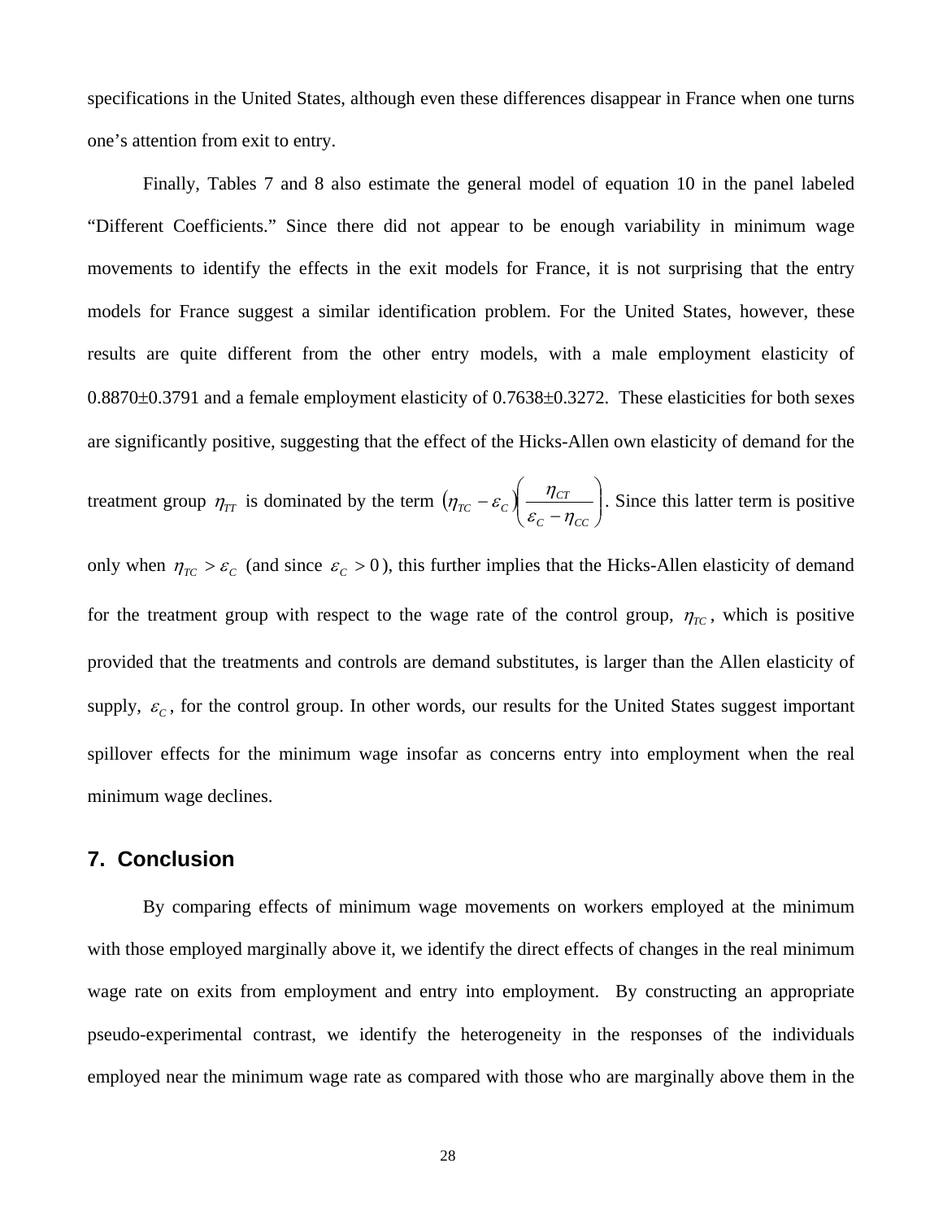specifications in the United States, although even these differences disappear in France when one turns one's attention from exit to entry.

Finally, Tables 7 and 8 also estimate the general model of equation 10 in the panel labeled "Different Coefficients." Since there did not appear to be enough variability in minimum wage movements to identify the effects in the exit models for France, it is not surprising that the entry models for France suggest a similar identification problem. For the United States, however, these results are quite different from the other entry models, with a male employment elasticity of 0.8870±0.3791 and a female employment elasticity of 0.7638±0.3272. These elasticities for both sexes are significantly positive, suggesting that the effect of the Hicks-Allen own elasticity of demand for the treatment group $\eta_{TT}$ is dominated by the term $(\eta_{TC} - \varepsilon_C)\left(\frac{\eta_{CT}}{\varepsilon_C - \eta_{CC}}\right)$. Since this latter term is positive only when $\eta_{TC} > \varepsilon_C$ (and since $\varepsilon_C > 0$), this further implies that the Hicks-Allen elasticity of demand for the treatment group with respect to the wage rate of the control group, $\eta_{TC}$, which is positive provided that the treatments and controls are demand substitutes, is larger than the Allen elasticity of supply, $\varepsilon_C$, for the control group. In other words, our results for the United States suggest important spillover effects for the minimum wage insofar as concerns entry into employment when the real minimum wage declines.

## 7. Conclusion

By comparing effects of minimum wage movements on workers employed at the minimum with those employed marginally above it, we identify the direct effects of changes in the real minimum wage rate on exits from employment and entry into employment. By constructing an appropriate pseudo-experimental contrast, we identify the heterogeneity in the responses of the individuals employed near the minimum wage rate as compared with those who are marginally above them in the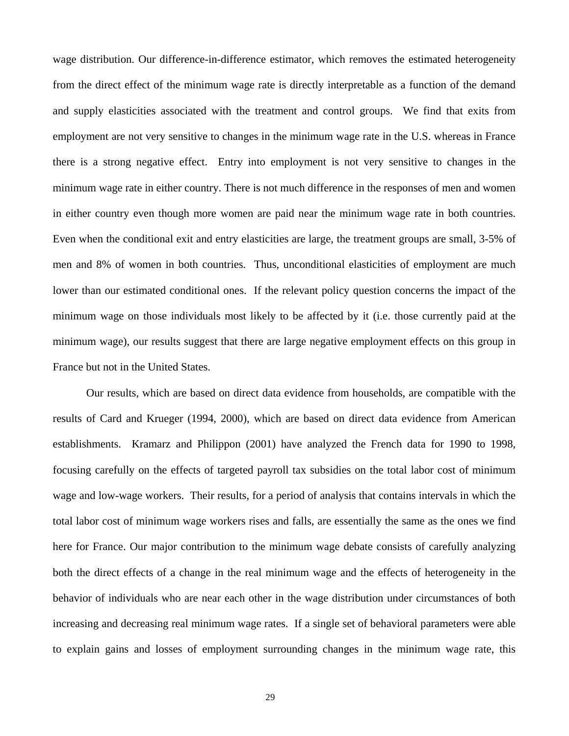wage distribution. Our difference-in-difference estimator, which removes the estimated heterogeneity from the direct effect of the minimum wage rate is directly interpretable as a function of the demand and supply elasticities associated with the treatment and control groups. We find that exits from employment are not very sensitive to changes in the minimum wage rate in the U.S. whereas in France there is a strong negative effect. Entry into employment is not very sensitive to changes in the minimum wage rate in either country. There is not much difference in the responses of men and women in either country even though more women are paid near the minimum wage rate in both countries. Even when the conditional exit and entry elasticities are large, the treatment groups are small, 3-5% of men and 8% of women in both countries. Thus, unconditional elasticities of employment are much lower than our estimated conditional ones. If the relevant policy question concerns the impact of the minimum wage on those individuals most likely to be affected by it (i.e. those currently paid at the minimum wage), our results suggest that there are large negative employment effects on this group in France but not in the United States.

Our results, which are based on direct data evidence from households, are compatible with the results of Card and Krueger (1994, 2000), which are based on direct data evidence from American establishments. Kramarz and Philippon (2001) have analyzed the French data for 1990 to 1998, focusing carefully on the effects of targeted payroll tax subsidies on the total labor cost of minimum wage and low-wage workers. Their results, for a period of analysis that contains intervals in which the total labor cost of minimum wage workers rises and falls, are essentially the same as the ones we find here for France. Our major contribution to the minimum wage debate consists of carefully analyzing both the direct effects of a change in the real minimum wage and the effects of heterogeneity in the behavior of individuals who are near each other in the wage distribution under circumstances of both increasing and decreasing real minimum wage rates. If a single set of behavioral parameters were able to explain gains and losses of employment surrounding changes in the minimum wage rate, this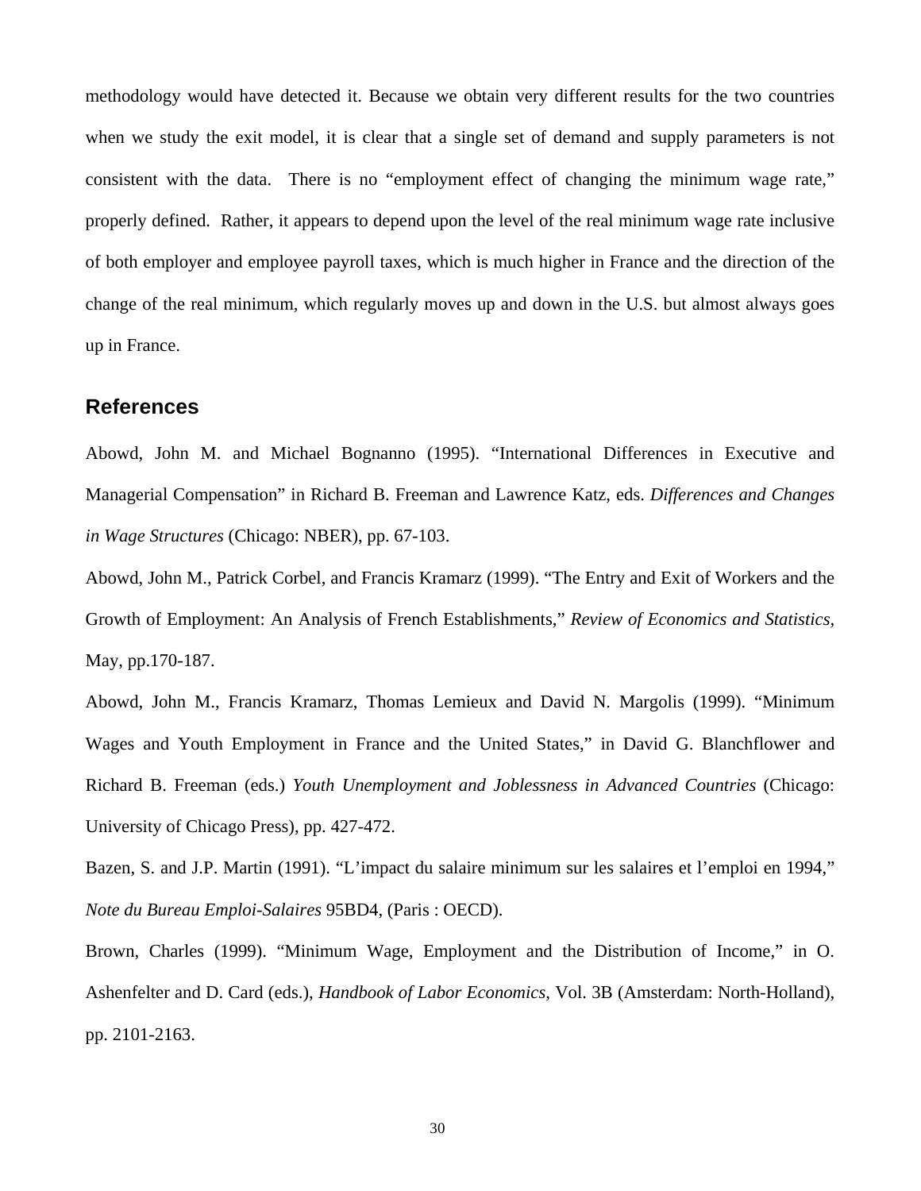methodology would have detected it. Because we obtain very different results for the two countries when we study the exit model, it is clear that a single set of demand and supply parameters is not consistent with the data. There is no "employment effect of changing the minimum wage rate," properly defined. Rather, it appears to depend upon the level of the real minimum wage rate inclusive of both employer and employee payroll taxes, which is much higher in France and the direction of the change of the real minimum, which regularly moves up and down in the U.S. but almost always goes up in France.

## References

Abowd, John M. and Michael Bognanno (1995). "International Differences in Executive and Managerial Compensation" in Richard B. Freeman and Lawrence Katz, eds. *Differences and Changes in Wage Structures* (Chicago: NBER), pp. 67-103.

Abowd, John M., Patrick Corbel, and Francis Kramarz (1999). "The Entry and Exit of Workers and the Growth of Employment: An Analysis of French Establishments," *Review of Economics and Statistics*, May, pp.170-187.

Abowd, John M., Francis Kramarz, Thomas Lemieux and David N. Margolis (1999). "Minimum Wages and Youth Employment in France and the United States," in David G. Blanchflower and Richard B. Freeman (eds.) *Youth Unemployment and Joblessness in Advanced Countries* (Chicago: University of Chicago Press), pp. 427-472.

Bazen, S. and J.P. Martin (1991). "L'impact du salaire minimum sur les salaires et l'emploi en 1994," *Note du Bureau Emploi-Salaires* 95BD4, (Paris : OECD).

Brown, Charles (1999). "Minimum Wage, Employment and the Distribution of Income," in O. Ashenfelter and D. Card (eds.), *Handbook of Labor Economics*, Vol. 3B (Amsterdam: North-Holland), pp. 2101-2163.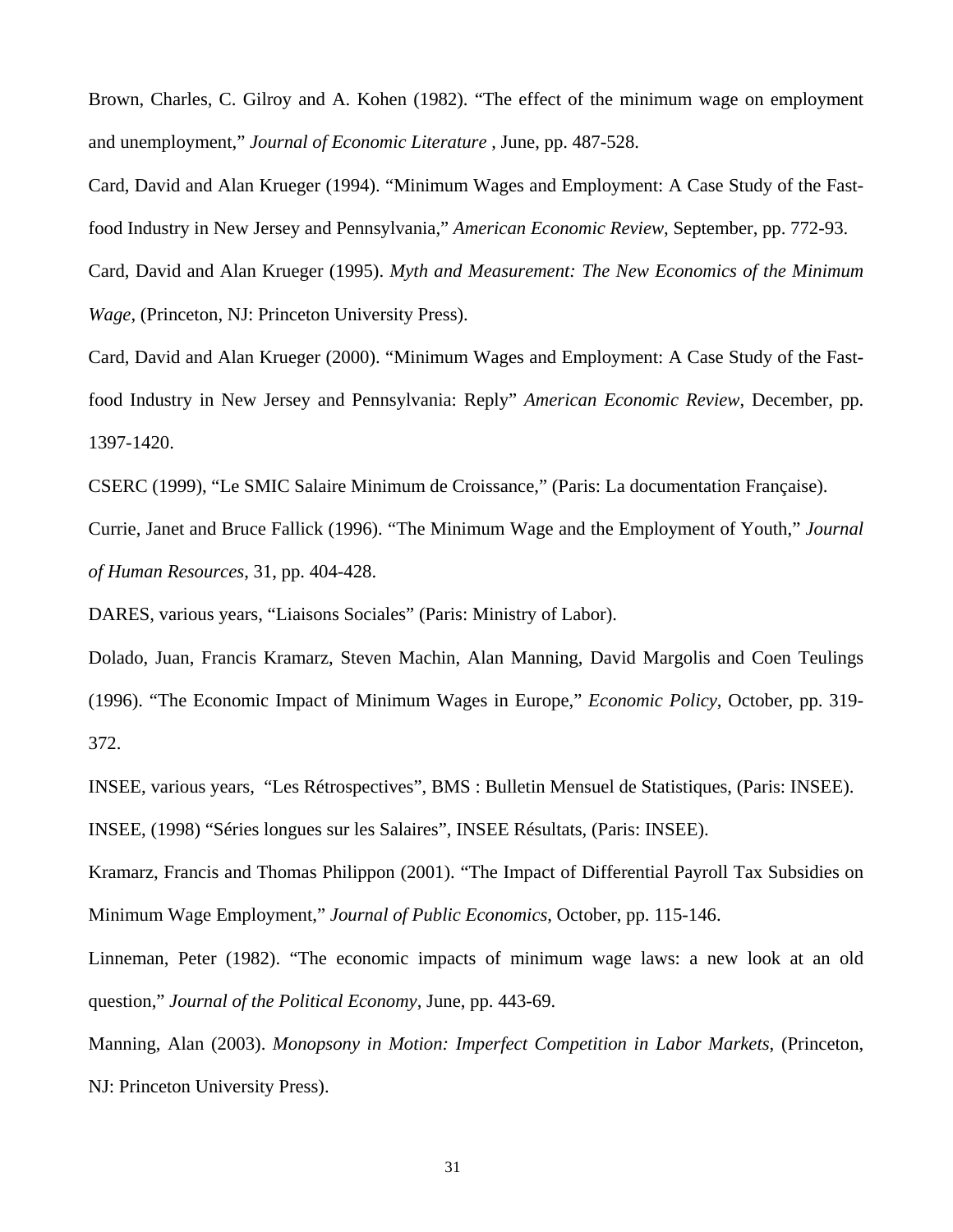Brown, Charles, C. Gilroy and A. Kohen (1982). "The effect of the minimum wage on employment and unemployment," *Journal of Economic Literature* , June, pp. 487-528.

Card, David and Alan Krueger (1994). "Minimum Wages and Employment: A Case Study of the Fast-food Industry in New Jersey and Pennsylvania," *American Economic Review*, September, pp. 772-93.

Card, David and Alan Krueger (1995). *Myth and Measurement: The New Economics of the Minimum Wage*, (Princeton, NJ: Princeton University Press).

Card, David and Alan Krueger (2000). "Minimum Wages and Employment: A Case Study of the Fast-food Industry in New Jersey and Pennsylvania: Reply" *American Economic Review*, December, pp. 1397-1420.

CSERC (1999), "Le SMIC Salaire Minimum de Croissance," (Paris: La documentation Française).

Currie, Janet and Bruce Fallick (1996). "The Minimum Wage and the Employment of Youth," *Journal of Human Resources*, 31, pp. 404-428.

DARES, various years, "Liaisons Sociales" (Paris: Ministry of Labor).

Dolado, Juan, Francis Kramarz, Steven Machin, Alan Manning, David Margolis and Coen Teulings (1996). "The Economic Impact of Minimum Wages in Europe," *Economic Policy*, October, pp. 319-372.

INSEE, various years, "Les Rétrospectives", BMS : Bulletin Mensuel de Statistiques, (Paris: INSEE).

INSEE, (1998) "Séries longues sur les Salaires", INSEE Résultats, (Paris: INSEE).

Kramarz, Francis and Thomas Philippon (2001). "The Impact of Differential Payroll Tax Subsidies on Minimum Wage Employment," *Journal of Public Economics*, October, pp. 115-146.

Linneman, Peter (1982). "The economic impacts of minimum wage laws: a new look at an old question," *Journal of the Political Economy*, June, pp. 443-69.

Manning, Alan (2003). *Monopsony in Motion: Imperfect Competition in Labor Markets*, (Princeton, NJ: Princeton University Press).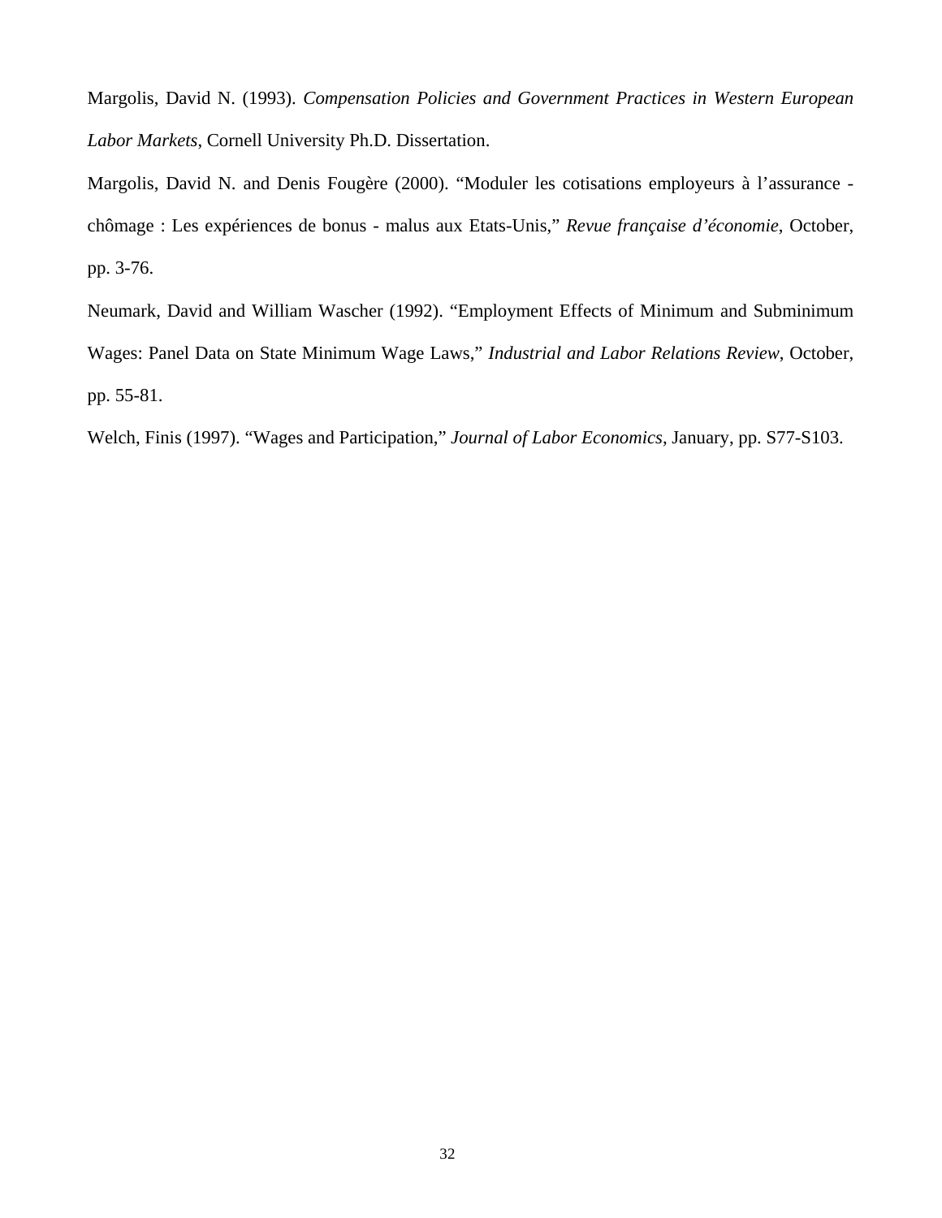Margolis, David N. (1993). *Compensation Policies and Government Practices in Western European Labor Markets*, Cornell University Ph.D. Dissertation.

Margolis, David N. and Denis Fougère (2000). "Moduler les cotisations employeurs à l'assurance - chômage : Les expériences de bonus - malus aux Etats-Unis," *Revue française d'économie*, October, pp. 3-76.

Neumark, David and William Wascher (1992). "Employment Effects of Minimum and Subminimum Wages: Panel Data on State Minimum Wage Laws," *Industrial and Labor Relations Review*, October, pp. 55-81.

Welch, Finis (1997). "Wages and Participation," *Journal of Labor Economics*, January, pp. S77-S103.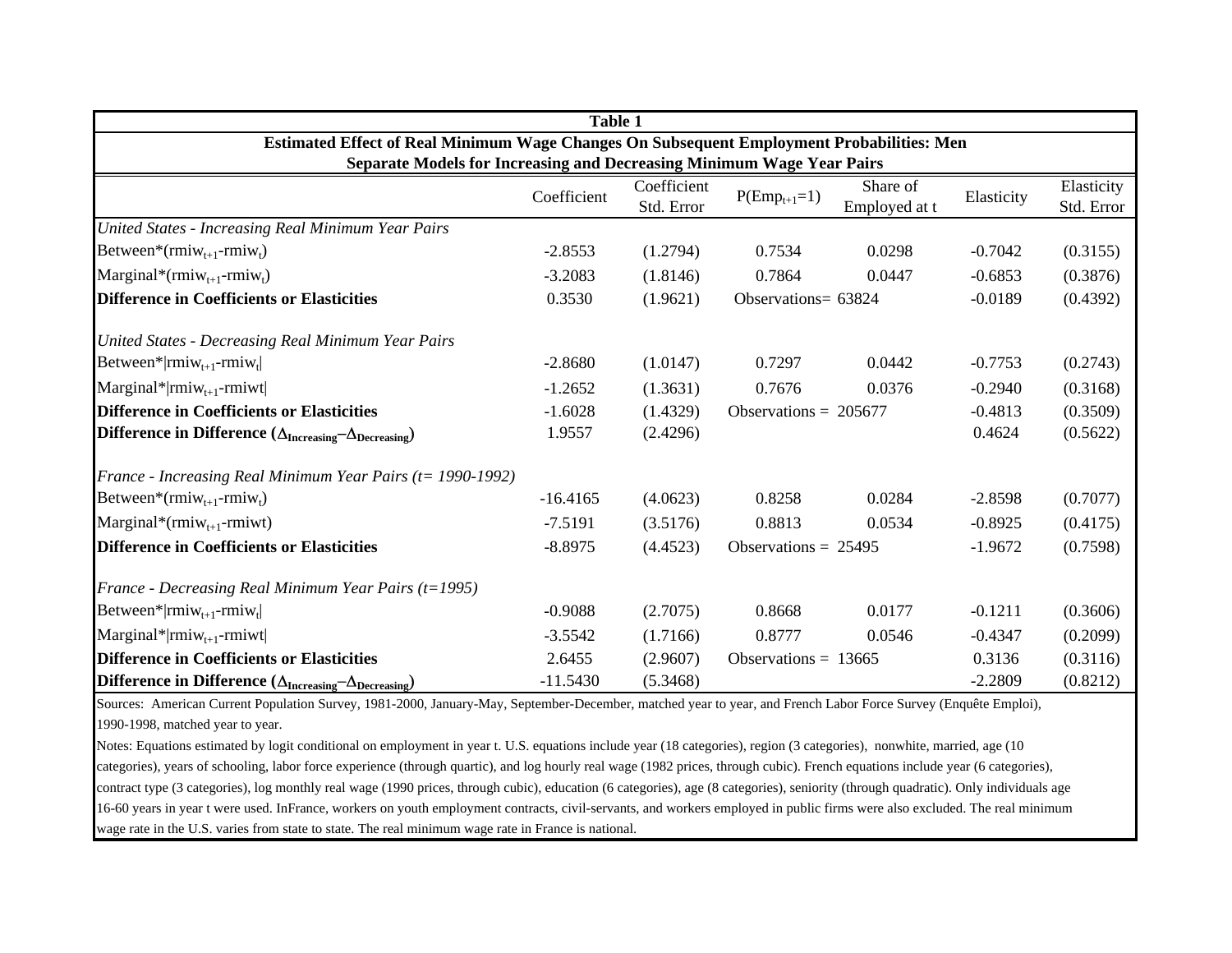**Table 1**

**Estimated Effect of Real Minimum Wage Changes On Subsequent Employment Probabilities: Men**
**Separate Models for Increasing and Decreasing Minimum Wage Year Pairs**

| | Coefficient | Coefficient Std. Error | $P(Emp_{t+1}=1)$ | Share of Employed at t | Elasticity | Elasticity Std. Error |
|---|---|---|---|---|---|---|
| *United States - Increasing Real Minimum Year Pairs* | | | | | | |
| Between*$(rmiw_{t+1}-rmiw_t)$ | -2.8553 | (1.2794) | 0.7534 | 0.0298 | -0.7042 | (0.3155) |
| Marginal*$(rmiw_{t+1}-rmiw_t)$ | -3.2083 | (1.8146) | 0.7864 | 0.0447 | -0.6853 | (0.3876) |
| **Difference in Coefficients or Elasticities** | 0.3530 | (1.9621) | Observations= 63824 | | -0.0189 | (0.4392) |
| *United States - Decreasing Real Minimum Year Pairs* | | | | | | |
| Between*$\lvert rmiw_{t+1}-rmiw_t\rvert$ | -2.8680 | (1.0147) | 0.7297 | 0.0442 | -0.7753 | (0.2743) |
| Marginal*$\lvert rmiw_{t+1}-rmiwt\rvert$ | -1.2652 | (1.3631) | 0.7676 | 0.0376 | -0.2940 | (0.3168) |
| **Difference in Coefficients or Elasticities** | -1.6028 | (1.4329) | Observations = 205677 | | -0.4813 | (0.3509) |
| **Difference in Difference ($\Delta_{Increasing}-\Delta_{Decreasing}$)** | 1.9557 | (2.4296) | | | 0.4624 | (0.5622) |
| *France - Increasing Real Minimum Year Pairs (t= 1990-1992)* | | | | | | |
| Between*$(rmiw_{t+1}-rmiw_t)$ | -16.4165 | (4.0623) | 0.8258 | 0.0284 | -2.8598 | (0.7077) |
| Marginal*$(rmiw_{t+1}-rmiwt)$ | -7.5191 | (3.5176) | 0.8813 | 0.0534 | -0.8925 | (0.4175) |
| **Difference in Coefficients or Elasticities** | -8.8975 | (4.4523) | Observations = 25495 | | -1.9672 | (0.7598) |
| *France - Decreasing Real Minimum Year Pairs (t=1995)* | | | | | | |
| Between*$\lvert rmiw_{t+1}-rmiw_t\rvert$ | -0.9088 | (2.7075) | 0.8668 | 0.0177 | -0.1211 | (0.3606) |
| Marginal*$\lvert rmiw_{t+1}-rmiwt\rvert$ | -3.5542 | (1.7166) | 0.8777 | 0.0546 | -0.4347 | (0.2099) |
| **Difference in Coefficients or Elasticities** | 2.6455 | (2.9607) | Observations = 13665 | | 0.3136 | (0.3116) |
| **Difference in Difference ($\Delta_{Increasing}-\Delta_{Decreasing}$)** | -11.5430 | (5.3468) | | | -2.2809 | (0.8212) |

Sources: American Current Population Survey, 1981-2000, January-May, September-December, matched year to year, and French Labor Force Survey (Enquête Emploi), 1990-1998, matched year to year.

Notes: Equations estimated by logit conditional on employment in year t. U.S. equations include year (18 categories), region (3 categories), nonwhite, married, age (10 categories), years of schooling, labor force experience (through quartic), and log hourly real wage (1982 prices, through cubic). French equations include year (6 categories), contract type (3 categories), log monthly real wage (1990 prices, through cubic), education (6 categories), age (8 categories), seniority (through quadratic). Only individuals age 16-60 years in year t were used. InFrance, workers on youth employment contracts, civil-servants, and workers employed in public firms were also excluded. The real minimum wage rate in the U.S. varies from state to state. The real minimum wage rate in France is national.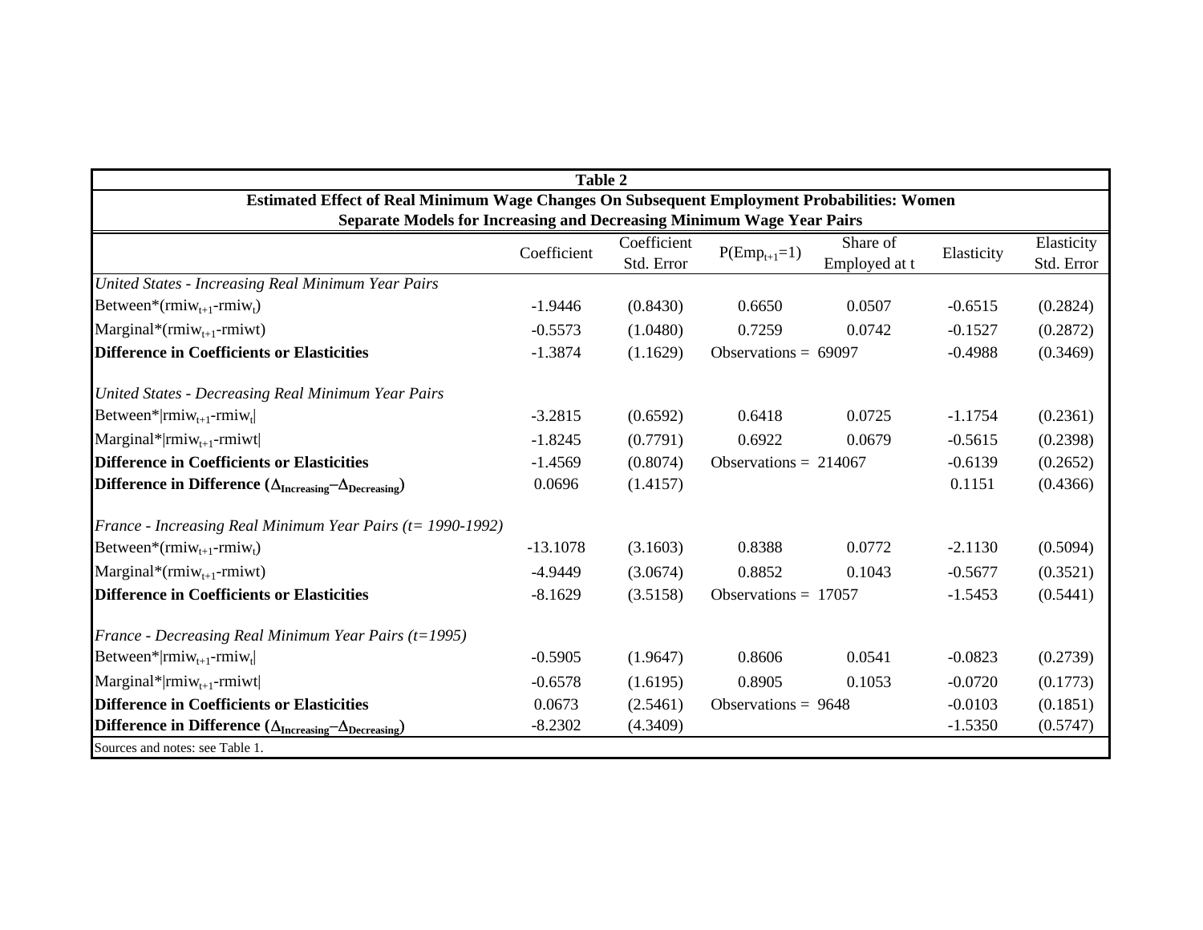**Table 2**

**Estimated Effect of Real Minimum Wage Changes On Subsequent Employment Probabilities: Women**

**Separate Models for Increasing and Decreasing Minimum Wage Year Pairs**

| | Coefficient | Coefficient Std. Error | $P(Emp_{t+1}=1)$ | Share of Employed at t | Elasticity | Elasticity Std. Error |
|---|---|---|---|---|---|---|
| *United States - Increasing Real Minimum Year Pairs* | | | | | | |
| Between*$(rmiw_{t+1}-rmiw_t)$ | -1.9446 | (0.8430) | 0.6650 | 0.0507 | -0.6515 | (0.2824) |
| Marginal*$(rmiw_{t+1}-rmiwt)$ | -0.5573 | (1.0480) | 0.7259 | 0.0742 | -0.1527 | (0.2872) |
| **Difference in Coefficients or Elasticities** | -1.3874 | (1.1629) | Observations = 69097 | | -0.4988 | (0.3469) |
| *United States - Decreasing Real Minimum Year Pairs* | | | | | | |
| Between*$\|rmiw_{t+1}-rmiw_t\|$ | -3.2815 | (0.6592) | 0.6418 | 0.0725 | -1.1754 | (0.2361) |
| Marginal*$\|rmiw_{t+1}-rmiwt\|$ | -1.8245 | (0.7791) | 0.6922 | 0.0679 | -0.5615 | (0.2398) |
| **Difference in Coefficients or Elasticities** | -1.4569 | (0.8074) | Observations = 214067 | | -0.6139 | (0.2652) |
| **Difference in Difference ($\Delta_{Increasing}-\Delta_{Decreasing}$)** | 0.0696 | (1.4157) | | | 0.1151 | (0.4366) |
| *France - Increasing Real Minimum Year Pairs (t= 1990-1992)* | | | | | | |
| Between*$(rmiw_{t+1}-rmiw_t)$ | -13.1078 | (3.1603) | 0.8388 | 0.0772 | -2.1130 | (0.5094) |
| Marginal*$(rmiw_{t+1}-rmiwt)$ | -4.9449 | (3.0674) | 0.8852 | 0.1043 | -0.5677 | (0.3521) |
| **Difference in Coefficients or Elasticities** | -8.1629 | (3.5158) | Observations = 17057 | | -1.5453 | (0.5441) |
| *France - Decreasing Real Minimum Year Pairs (t=1995)* | | | | | | |
| Between*$\|rmiw_{t+1}-rmiw_t\|$ | -0.5905 | (1.9647) | 0.8606 | 0.0541 | -0.0823 | (0.2739) |
| Marginal*$\|rmiw_{t+1}-rmiwt\|$ | -0.6578 | (1.6195) | 0.8905 | 0.1053 | -0.0720 | (0.1773) |
| **Difference in Coefficients or Elasticities** | 0.0673 | (2.5461) | Observations = 9648 | | -0.0103 | (0.1851) |
| **Difference in Difference ($\Delta_{Increasing}-\Delta_{Decreasing}$)** | -8.2302 | (4.3409) | | | -1.5350 | (0.5747) |

Sources and notes: see Table 1.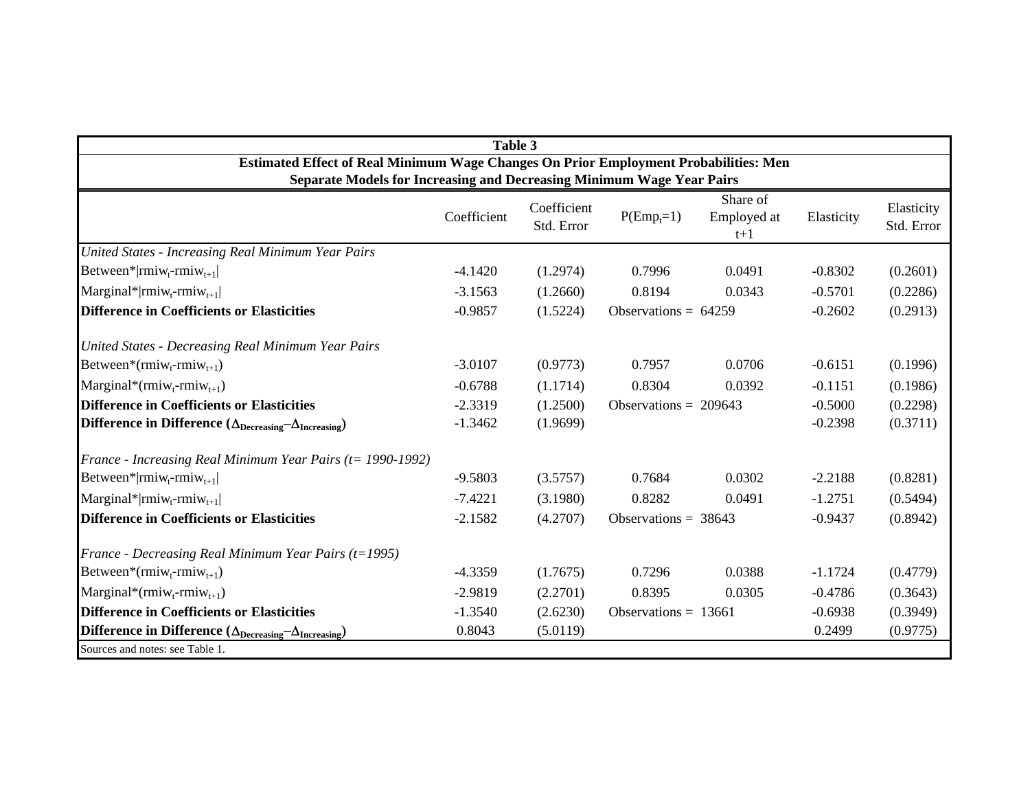**Table 3**

**Estimated Effect of Real Minimum Wage Changes On Prior Employment Probabilities: Men**

**Separate Models for Increasing and Decreasing Minimum Wage Year Pairs**

| | Coefficient | Coefficient Std. Error | $P(Emp_t=1)$ | Share of Employed at t+1 | Elasticity | Elasticity Std. Error |
|---|---|---|---|---|---|---|
| *United States - Increasing Real Minimum Year Pairs* | | | | | | |
| Between*$\lvert rmiw_t - rmiw_{t+1} \rvert$ | -4.1420 | (1.2974) | 0.7996 | 0.0491 | -0.8302 | (0.2601) |
| Marginal*$\lvert rmiw_t - rmiw_{t+1} \rvert$ | -3.1563 | (1.2660) | 0.8194 | 0.0343 | -0.5701 | (0.2286) |
| **Difference in Coefficients or Elasticities** | -0.9857 | (1.5224) | Observations = 64259 | | -0.2602 | (0.2913) |
| *United States - Decreasing Real Minimum Year Pairs* | | | | | | |
| Between*$(rmiw_t - rmiw_{t+1})$ | -3.0107 | (0.9773) | 0.7957 | 0.0706 | -0.6151 | (0.1996) |
| Marginal*$(rmiw_t - rmiw_{t+1})$ | -0.6788 | (1.1714) | 0.8304 | 0.0392 | -0.1151 | (0.1986) |
| **Difference in Coefficients or Elasticities** | -2.3319 | (1.2500) | Observations = 209643 | | -0.5000 | (0.2298) |
| **Difference in Difference ($\Delta_{Decreasing} - \Delta_{Increasing}$)** | -1.3462 | (1.9699) | | | -0.2398 | (0.3711) |
| *France - Increasing Real Minimum Year Pairs (t= 1990-1992)* | | | | | | |
| Between*$\lvert rmiw_t - rmiw_{t+1} \rvert$ | -9.5803 | (3.5757) | 0.7684 | 0.0302 | -2.2188 | (0.8281) |
| Marginal*$\lvert rmiw_t - rmiw_{t+1} \rvert$ | -7.4221 | (3.1980) | 0.8282 | 0.0491 | -1.2751 | (0.5494) |
| **Difference in Coefficients or Elasticities** | -2.1582 | (4.2707) | Observations = 38643 | | -0.9437 | (0.8942) |
| *France - Decreasing Real Minimum Year Pairs (t=1995)* | | | | | | |
| Between*$(rmiw_t - rmiw_{t+1})$ | -4.3359 | (1.7675) | 0.7296 | 0.0388 | -1.1724 | (0.4779) |
| Marginal*$(rmiw_t - rmiw_{t+1})$ | -2.9819 | (2.2701) | 0.8395 | 0.0305 | -0.4786 | (0.3643) |
| **Difference in Coefficients or Elasticities** | -1.3540 | (2.6230) | Observations = 13661 | | -0.6938 | (0.3949) |
| **Difference in Difference ($\Delta_{Decreasing} - \Delta_{Increasing}$)** | 0.8043 | (5.0119) | | | 0.2499 | (0.9775) |

Sources and notes: see Table 1.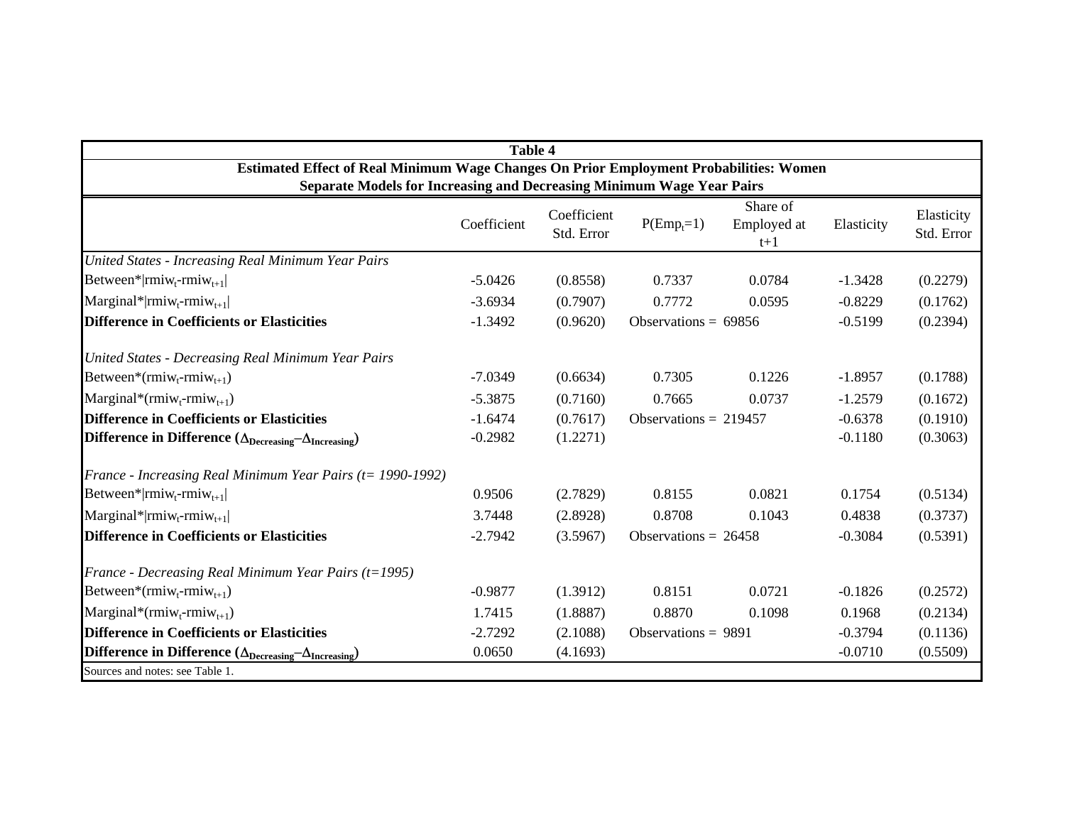| Table 4 | | | | | | |
|---|---|---|---|---|---|---|
| **Estimated Effect of Real Minimum Wage Changes On Prior Employment Probabilities: Women** | | | | | | |
| **Separate Models for Increasing and Decreasing Minimum Wage Year Pairs** | | | | | | |
| | Coefficient | Coefficient Std. Error | $P(Emp_t=1)$ | Share of Employed at t+1 | Elasticity | Elasticity Std. Error |
| *United States - Increasing Real Minimum Year Pairs* | | | | | | |
| Between*$\lvert rmiw_t - rmiw_{t+1} \rvert$ | -5.0426 | (0.8558) | 0.7337 | 0.0784 | -1.3428 | (0.2279) |
| Marginal*$\lvert rmiw_t - rmiw_{t+1} \rvert$ | -3.6934 | (0.7907) | 0.7772 | 0.0595 | -0.8229 | (0.1762) |
| **Difference in Coefficients or Elasticities** | -1.3492 | (0.9620) | Observations = 69856 | | -0.5199 | (0.2394) |
| *United States - Decreasing Real Minimum Year Pairs* | | | | | | |
| Between*$(rmiw_t - rmiw_{t+1})$ | -7.0349 | (0.6634) | 0.7305 | 0.1226 | -1.8957 | (0.1788) |
| Marginal*$(rmiw_t - rmiw_{t+1})$ | -5.3875 | (0.7160) | 0.7665 | 0.0737 | -1.2579 | (0.1672) |
| **Difference in Coefficients or Elasticities** | -1.6474 | (0.7617) | Observations = 219457 | | -0.6378 | (0.1910) |
| **Difference in Difference ($\Delta_{Decreasing} - \Delta_{Increasing}$)** | -0.2982 | (1.2271) | | | -0.1180 | (0.3063) |
| *France - Increasing Real Minimum Year Pairs (t= 1990-1992)* | | | | | | |
| Between*$\lvert rmiw_t - rmiw_{t+1} \rvert$ | 0.9506 | (2.7829) | 0.8155 | 0.0821 | 0.1754 | (0.5134) |
| Marginal*$\lvert rmiw_t - rmiw_{t+1} \rvert$ | 3.7448 | (2.8928) | 0.8708 | 0.1043 | 0.4838 | (0.3737) |
| **Difference in Coefficients or Elasticities** | -2.7942 | (3.5967) | Observations = 26458 | | -0.3084 | (0.5391) |
| *France - Decreasing Real Minimum Year Pairs (t=1995)* | | | | | | |
| Between*$(rmiw_t - rmiw_{t+1})$ | -0.9877 | (1.3912) | 0.8151 | 0.0721 | -0.1826 | (0.2572) |
| Marginal*$(rmiw_t - rmiw_{t+1})$ | 1.7415 | (1.8887) | 0.8870 | 0.1098 | 0.1968 | (0.2134) |
| **Difference in Coefficients or Elasticities** | -2.7292 | (2.1088) | Observations = 9891 | | -0.3794 | (0.1136) |
| **Difference in Difference ($\Delta_{Decreasing} - \Delta_{Increasing}$)** | 0.0650 | (4.1693) | | | -0.0710 | (0.5509) |

Sources and notes: see Table 1.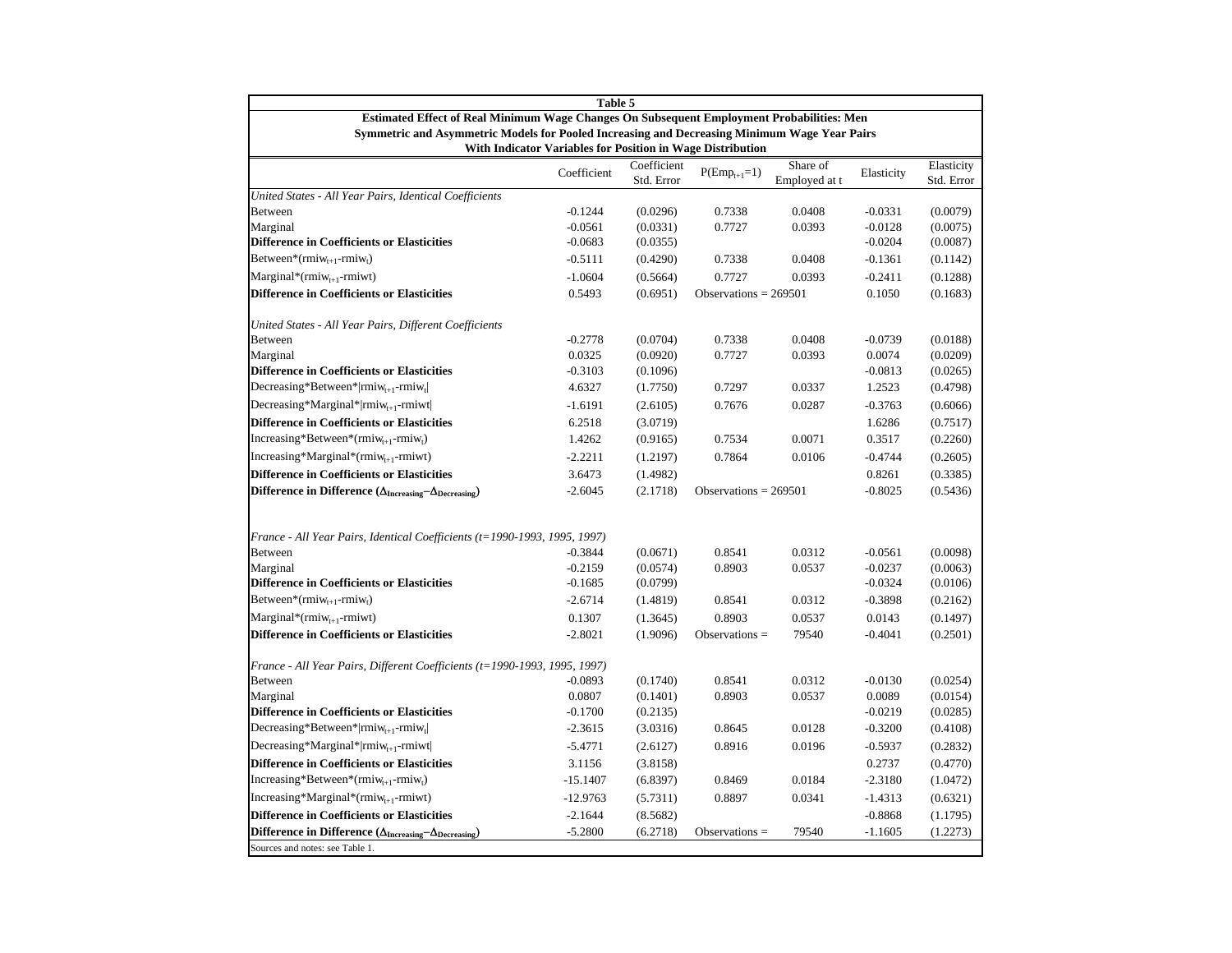**Table 5**

**Estimated Effect of Real Minimum Wage Changes On Subsequent Employment Probabilities: Men**

**Symmetric and Asymmetric Models for Pooled Increasing and Decreasing Minimum Wage Year Pairs**

**With Indicator Variables for Position in Wage Distribution**

| | Coefficient | Coefficient Std. Error | $P(Emp_{t+1}=1)$ | Share of Employed at t | Elasticity | Elasticity Std. Error |
|---|---|---|---|---|---|---|
| *United States - All Year Pairs, Identical Coefficients* | | | | | | |
| Between | -0.1244 | (0.0296) | 0.7338 | 0.0408 | -0.0331 | (0.0079) |
| Marginal | -0.0561 | (0.0331) | 0.7727 | 0.0393 | -0.0128 | (0.0075) |
| **Difference in Coefficients or Elasticities** | -0.0683 | (0.0355) | | | -0.0204 | (0.0087) |
| Between*($rmiw_{t+1}$-$rmiw_t$) | -0.5111 | (0.4290) | 0.7338 | 0.0408 | -0.1361 | (0.1142) |
| Marginal*($rmiw_{t+1}$-rmiwt) | -1.0604 | (0.5664) | 0.7727 | 0.0393 | -0.2411 | (0.1288) |
| **Difference in Coefficients or Elasticities** | 0.5493 | (0.6951) | Observations = 269501 | | 0.1050 | (0.1683) |
| | | | | | | |
| *United States - All Year Pairs, Different Coefficients* | | | | | | |
| Between | -0.2778 | (0.0704) | 0.7338 | 0.0408 | -0.0739 | (0.0188) |
| Marginal | 0.0325 | (0.0920) | 0.7727 | 0.0393 | 0.0074 | (0.0209) |
| **Difference in Coefficients or Elasticities** | -0.3103 | (0.1096) | | | -0.0813 | (0.0265) |
| Decreasing*Between*\|$rmiw_{t+1}$-$rmiw_t$\| | 4.6327 | (1.7750) | 0.7297 | 0.0337 | 1.2523 | (0.4798) |
| Decreasing*Marginal*\|$rmiw_{t+1}$-rmiwt\| | -1.6191 | (2.6105) | 0.7676 | 0.0287 | -0.3763 | (0.6066) |
| **Difference in Coefficients or Elasticities** | 6.2518 | (3.0719) | | | 1.6286 | (0.7517) |
| Increasing*Between*($rmiw_{t+1}$-$rmiw_t$) | 1.4262 | (0.9165) | 0.7534 | 0.0071 | 0.3517 | (0.2260) |
| Increasing*Marginal*($rmiw_{t+1}$-rmiwt) | -2.2211 | (1.2197) | 0.7864 | 0.0106 | -0.4744 | (0.2605) |
| **Difference in Coefficients or Elasticities** | 3.6473 | (1.4982) | | | 0.8261 | (0.3385) |
| **Difference in Difference ($\Delta_{Increasing}-\Delta_{Decreasing}$)** | -2.6045 | (2.1718) | Observations = 269501 | | -0.8025 | (0.5436) |
| | | | | | | |
| *France - All Year Pairs, Identical Coefficients (t=1990-1993, 1995, 1997)* | | | | | | |
| Between | -0.3844 | (0.0671) | 0.8541 | 0.0312 | -0.0561 | (0.0098) |
| Marginal | -0.2159 | (0.0574) | 0.8903 | 0.0537 | -0.0237 | (0.0063) |
| **Difference in Coefficients or Elasticities** | -0.1685 | (0.0799) | | | -0.0324 | (0.0106) |
| Between*($rmiw_{t+1}$-$rmiw_t$) | -2.6714 | (1.4819) | 0.8541 | 0.0312 | -0.3898 | (0.2162) |
| Marginal*($rmiw_{t+1}$-rmiwt) | 0.1307 | (1.3645) | 0.8903 | 0.0537 | 0.0143 | (0.1497) |
| **Difference in Coefficients or Elasticities** | -2.8021 | (1.9096) | Observations = | 79540 | -0.4041 | (0.2501) |
| | | | | | | |
| *France - All Year Pairs, Different Coefficients (t=1990-1993, 1995, 1997)* | | | | | | |
| Between | -0.0893 | (0.1740) | 0.8541 | 0.0312 | -0.0130 | (0.0254) |
| Marginal | 0.0807 | (0.1401) | 0.8903 | 0.0537 | 0.0089 | (0.0154) |
| **Difference in Coefficients or Elasticities** | -0.1700 | (0.2135) | | | -0.0219 | (0.0285) |
| Decreasing*Between*\|$rmiw_{t+1}$-$rmiw_t$\| | -2.3615 | (3.0316) | 0.8645 | 0.0128 | -0.3200 | (0.4108) |
| Decreasing*Marginal*\|$rmiw_{t+1}$-rmiwt\| | -5.4771 | (2.6127) | 0.8916 | 0.0196 | -0.5937 | (0.2832) |
| **Difference in Coefficients or Elasticities** | 3.1156 | (3.8158) | | | 0.2737 | (0.4770) |
| Increasing*Between*($rmiw_{t+1}$-$rmiw_t$) | -15.1407 | (6.8397) | 0.8469 | 0.0184 | -2.3180 | (1.0472) |
| Increasing*Marginal*($rmiw_{t+1}$-rmiwt) | -12.9763 | (5.7311) | 0.8897 | 0.0341 | -1.4313 | (0.6321) |
| **Difference in Coefficients or Elasticities** | -2.1644 | (8.5682) | | | -0.8868 | (1.1795) |
| **Difference in Difference ($\Delta_{Increasing}-\Delta_{Decreasing}$)** | -5.2800 | (6.2718) | Observations = | 79540 | -1.1605 | (1.2273) |

Sources and notes: see Table 1.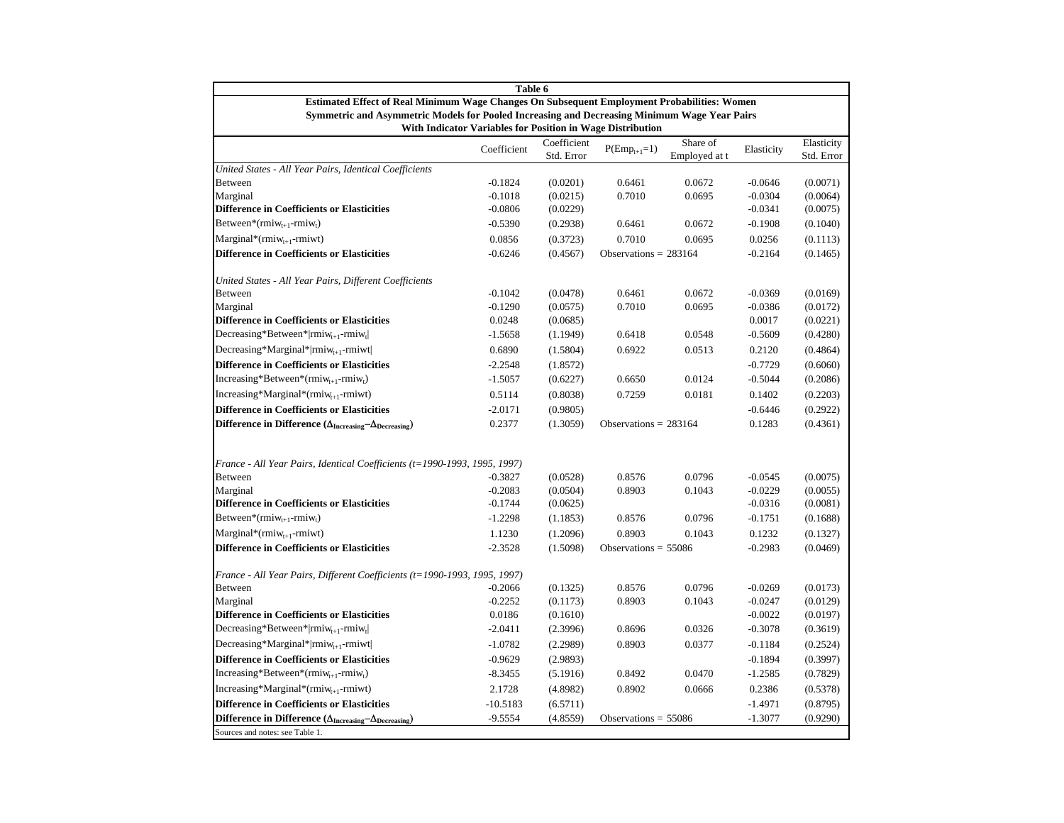**Table 6**

**Estimated Effect of Real Minimum Wage Changes On Subsequent Employment Probabilities: Women**

**Symmetric and Asymmetric Models for Pooled Increasing and Decreasing Minimum Wage Year Pairs**

**With Indicator Variables for Position in Wage Distribution**

| | Coefficient | Coefficient Std. Error | $P(Emp_{t+1}=1)$ | Share of Employed at t | Elasticity | Elasticity Std. Error |
|---|---|---|---|---|---|---|
| *United States - All Year Pairs, Identical Coefficients* | | | | | | |
| Between | -0.1824 | (0.0201) | 0.6461 | 0.0672 | -0.0646 | (0.0071) |
| Marginal | -0.1018 | (0.0215) | 0.7010 | 0.0695 | -0.0304 | (0.0064) |
| **Difference in Coefficients or Elasticities** | -0.0806 | (0.0229) | | | -0.0341 | (0.0075) |
| Between*($rmiw_{t+1}$-$rmiw_t$) | -0.5390 | (0.2938) | 0.6461 | 0.0672 | -0.1908 | (0.1040) |
| Marginal*($rmiw_{t+1}$-rmiwt) | 0.0856 | (0.3723) | 0.7010 | 0.0695 | 0.0256 | (0.1113) |
| **Difference in Coefficients or Elasticities** | -0.6246 | (0.4567) | Observations = 283164 | | -0.2164 | (0.1465) |
| | | | | | | |
| *United States - All Year Pairs, Different Coefficients* | | | | | | |
| Between | -0.1042 | (0.0478) | 0.6461 | 0.0672 | -0.0369 | (0.0169) |
| Marginal | -0.1290 | (0.0575) | 0.7010 | 0.0695 | -0.0386 | (0.0172) |
| **Difference in Coefficients or Elasticities** | 0.0248 | (0.0685) | | | 0.0017 | (0.0221) |
| Decreasing*Between*\|$rmiw_{t+1}$-$rmiw_t$\| | -1.5658 | (1.1949) | 0.6418 | 0.0548 | -0.5609 | (0.4280) |
| Decreasing*Marginal*\|$rmiw_{t+1}$-rmiwt\| | 0.6890 | (1.5804) | 0.6922 | 0.0513 | 0.2120 | (0.4864) |
| **Difference in Coefficients or Elasticities** | -2.2548 | (1.8572) | | | -0.7729 | (0.6060) |
| Increasing*Between*($rmiw_{t+1}$-$rmiw_t$) | -1.5057 | (0.6227) | 0.6650 | 0.0124 | -0.5044 | (0.2086) |
| Increasing*Marginal*($rmiw_{t+1}$-rmiwt) | 0.5114 | (0.8038) | 0.7259 | 0.0181 | 0.1402 | (0.2203) |
| **Difference in Coefficients or Elasticities** | -2.0171 | (0.9805) | | | -0.6446 | (0.2922) |
| **Difference in Difference ($\Delta_{Increasing}$−$\Delta_{Decreasing}$)** | 0.2377 | (1.3059) | Observations = 283164 | | 0.1283 | (0.4361) |
| | | | | | | |
| *France - All Year Pairs, Identical Coefficients (t=1990-1993, 1995, 1997)* | | | | | | |
| Between | -0.3827 | (0.0528) | 0.8576 | 0.0796 | -0.0545 | (0.0075) |
| Marginal | -0.2083 | (0.0504) | 0.8903 | 0.1043 | -0.0229 | (0.0055) |
| **Difference in Coefficients or Elasticities** | -0.1744 | (0.0625) | | | -0.0316 | (0.0081) |
| Between*($rmiw_{t+1}$-$rmiw_t$) | -1.2298 | (1.1853) | 0.8576 | 0.0796 | -0.1751 | (0.1688) |
| Marginal*($rmiw_{t+1}$-rmiwt) | 1.1230 | (1.2096) | 0.8903 | 0.1043 | 0.1232 | (0.1327) |
| **Difference in Coefficients or Elasticities** | -2.3528 | (1.5098) | Observations = 55086 | | -0.2983 | (0.0469) |
| | | | | | | |
| *France - All Year Pairs, Different Coefficients (t=1990-1993, 1995, 1997)* | | | | | | |
| Between | -0.2066 | (0.1325) | 0.8576 | 0.0796 | -0.0269 | (0.0173) |
| Marginal | -0.2252 | (0.1173) | 0.8903 | 0.1043 | -0.0247 | (0.0129) |
| **Difference in Coefficients or Elasticities** | 0.0186 | (0.1610) | | | -0.0022 | (0.0197) |
| Decreasing*Between*\|$rmiw_{t+1}$-$rmiw_t$\| | -2.0411 | (2.3996) | 0.8696 | 0.0326 | -0.3078 | (0.3619) |
| Decreasing*Marginal*\|$rmiw_{t+1}$-rmiwt\| | -1.0782 | (2.2989) | 0.8903 | 0.0377 | -0.1184 | (0.2524) |
| **Difference in Coefficients or Elasticities** | -0.9629 | (2.9893) | | | -0.1894 | (0.3997) |
| Increasing*Between*($rmiw_{t+1}$-$rmiw_t$) | -8.3455 | (5.1916) | 0.8492 | 0.0470 | -1.2585 | (0.7829) |
| Increasing*Marginal*($rmiw_{t+1}$-rmiwt) | 2.1728 | (4.8982) | 0.8902 | 0.0666 | 0.2386 | (0.5378) |
| **Difference in Coefficients or Elasticities** | -10.5183 | (6.5711) | | | -1.4971 | (0.8795) |
| **Difference in Difference ($\Delta_{Increasing}$−$\Delta_{Decreasing}$)** | -9.5554 | (4.8559) | Observations = 55086 | | -1.3077 | (0.9290) |

Sources and notes: see Table 1.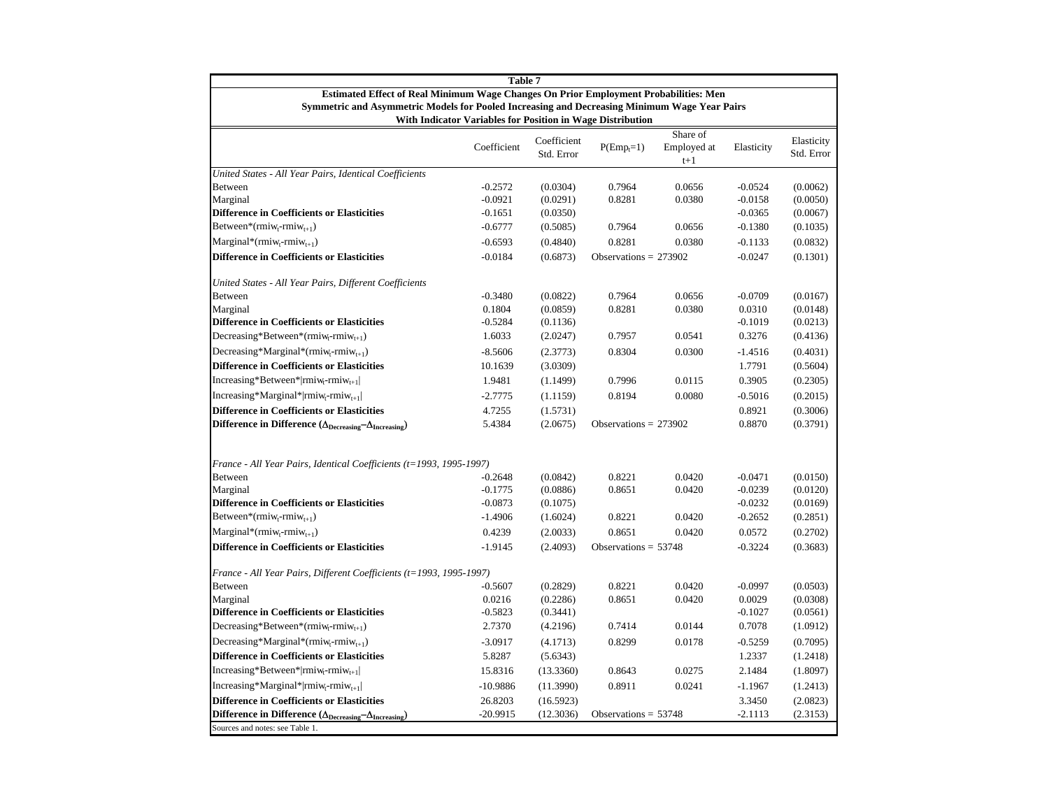**Table 7**

**Estimated Effect of Real Minimum Wage Changes On Prior Employment Probabilities: Men**
**Symmetric and Asymmetric Models for Pooled Increasing and Decreasing Minimum Wage Year Pairs**
**With Indicator Variables for Position in Wage Distribution**

| | Coefficient | Coefficient Std. Error | $P(Emp_t=1)$ | Share of Employed at t+1 | Elasticity | Elasticity Std. Error |
|---|---|---|---|---|---|---|
| *United States - All Year Pairs, Identical Coefficients* | | | | | | |
| Between | -0.2572 | (0.0304) | 0.7964 | 0.0656 | -0.0524 | (0.0062) |
| Marginal | -0.0921 | (0.0291) | 0.8281 | 0.0380 | -0.0158 | (0.0050) |
| **Difference in Coefficients or Elasticities** | -0.1651 | (0.0350) | | | -0.0365 | (0.0067) |
| Between*$(rmiw_t - rmiw_{t+1})$ | -0.6777 | (0.5085) | 0.7964 | 0.0656 | -0.1380 | (0.1035) |
| Marginal*$(rmiw_t - rmiw_{t+1})$ | -0.6593 | (0.4840) | 0.8281 | 0.0380 | -0.1133 | (0.0832) |
| **Difference in Coefficients or Elasticities** | -0.0184 | (0.6873) | Observations = 273902 | | -0.0247 | (0.1301) |
| *United States - All Year Pairs, Different Coefficients* | | | | | | |
| Between | -0.3480 | (0.0822) | 0.7964 | 0.0656 | -0.0709 | (0.0167) |
| Marginal | 0.1804 | (0.0859) | 0.8281 | 0.0380 | 0.0310 | (0.0148) |
| **Difference in Coefficients or Elasticities** | -0.5284 | (0.1136) | | | -0.1019 | (0.0213) |
| Decreasing*Between*$(rmiw_t - rmiw_{t+1})$ | 1.6033 | (2.0247) | 0.7957 | 0.0541 | 0.3276 | (0.4136) |
| Decreasing*Marginal*$(rmiw_t - rmiw_{t+1})$ | -8.5606 | (2.3773) | 0.8304 | 0.0300 | -1.4516 | (0.4031) |
| **Difference in Coefficients or Elasticities** | 10.1639 | (3.0309) | | | 1.7791 | (0.5604) |
| Increasing*Between*$\|rmiw_t - rmiw_{t+1}\|$ | 1.9481 | (1.1499) | 0.7996 | 0.0115 | 0.3905 | (0.2305) |
| Increasing*Marginal*$\|rmiw_t - rmiw_{t+1}\|$ | -2.7775 | (1.1159) | 0.8194 | 0.0080 | -0.5016 | (0.2015) |
| **Difference in Coefficients or Elasticities** | 4.7255 | (1.5731) | | | 0.8921 | (0.3006) |
| **Difference in Difference ($\Delta_{Decreasing} - \Delta_{Increasing}$)** | 5.4384 | (2.0675) | Observations = 273902 | | 0.8870 | (0.3791) |
| *France - All Year Pairs, Identical Coefficients (t=1993, 1995-1997)* | | | | | | |
| Between | -0.2648 | (0.0842) | 0.8221 | 0.0420 | -0.0471 | (0.0150) |
| Marginal | -0.1775 | (0.0886) | 0.8651 | 0.0420 | -0.0239 | (0.0120) |
| **Difference in Coefficients or Elasticities** | -0.0873 | (0.1075) | | | -0.0232 | (0.0169) |
| Between*$(rmiw_t - rmiw_{t+1})$ | -1.4906 | (1.6024) | 0.8221 | 0.0420 | -0.2652 | (0.2851) |
| Marginal*$(rmiw_t - rmiw_{t+1})$ | 0.4239 | (2.0033) | 0.8651 | 0.0420 | 0.0572 | (0.2702) |
| **Difference in Coefficients or Elasticities** | -1.9145 | (2.4093) | Observations = 53748 | | -0.3224 | (0.3683) |
| *France - All Year Pairs, Different Coefficients (t=1993, 1995-1997)* | | | | | | |
| Between | -0.5607 | (0.2829) | 0.8221 | 0.0420 | -0.0997 | (0.0503) |
| Marginal | 0.0216 | (0.2286) | 0.8651 | 0.0420 | 0.0029 | (0.0308) |
| **Difference in Coefficients or Elasticities** | -0.5823 | (0.3441) | | | -0.1027 | (0.0561) |
| Decreasing*Between*$(rmiw_t - rmiw_{t+1})$ | 2.7370 | (4.2196) | 0.7414 | 0.0144 | 0.7078 | (1.0912) |
| Decreasing*Marginal*$(rmiw_t - rmiw_{t+1})$ | -3.0917 | (4.1713) | 0.8299 | 0.0178 | -0.5259 | (0.7095) |
| **Difference in Coefficients or Elasticities** | 5.8287 | (5.6343) | | | 1.2337 | (1.2418) |
| Increasing*Between*$\|rmiw_t - rmiw_{t+1}\|$ | 15.8316 | (13.3360) | 0.8643 | 0.0275 | 2.1484 | (1.8097) |
| Increasing*Marginal*$\|rmiw_t - rmiw_{t+1}\|$ | -10.9886 | (11.3990) | 0.8911 | 0.0241 | -1.1967 | (1.2413) |
| **Difference in Coefficients or Elasticities** | 26.8203 | (16.5923) | | | 3.3450 | (2.0823) |
| **Difference in Difference ($\Delta_{Decreasing} - \Delta_{Increasing}$)** | -20.9915 | (12.3036) | Observations = 53748 | | -2.1113 | (2.3153) |

Sources and notes: see Table 1.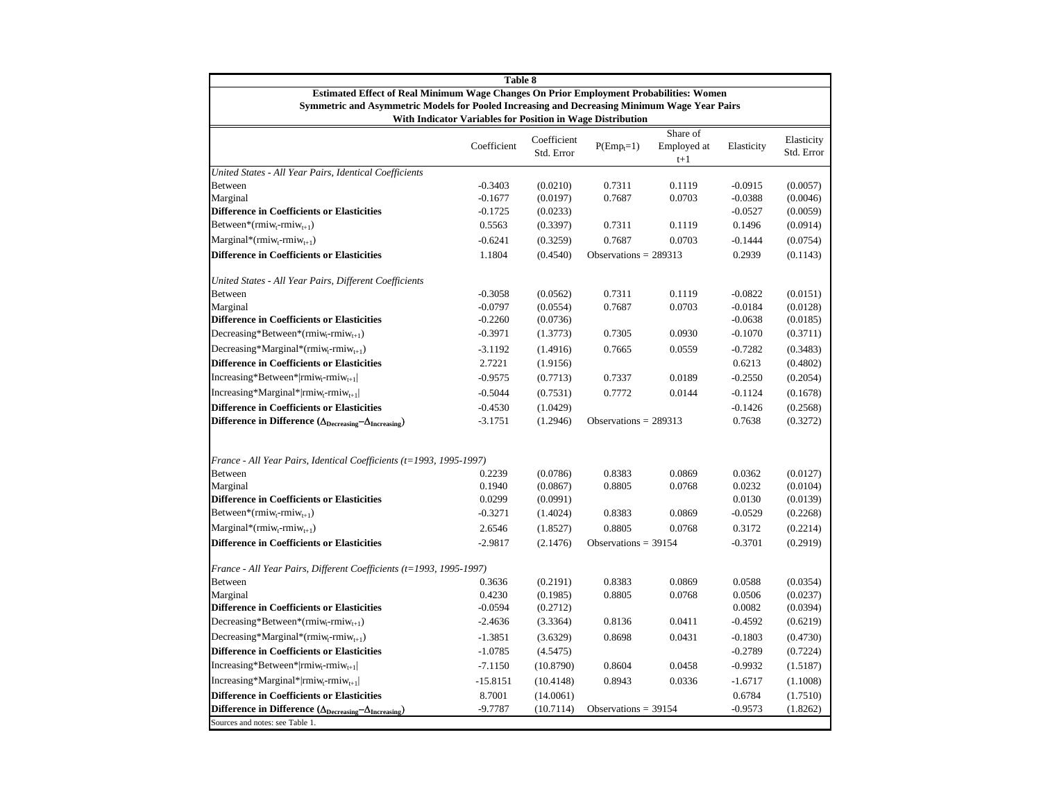**Table 8**

**Estimated Effect of Real Minimum Wage Changes On Prior Employment Probabilities: Women**

**Symmetric and Asymmetric Models for Pooled Increasing and Decreasing Minimum Wage Year Pairs**

**With Indicator Variables for Position in Wage Distribution**

| | Coefficient | Coefficient Std. Error | $P(Emp_t=1)$ | Share of Employed at t+1 | Elasticity | Elasticity Std. Error |
|---|---|---|---|---|---|---|
| *United States - All Year Pairs, Identical Coefficients* | | | | | | |
| Between | -0.3403 | (0.0210) | 0.7311 | 0.1119 | -0.0915 | (0.0057) |
| Marginal | -0.1677 | (0.0197) | 0.7687 | 0.0703 | -0.0388 | (0.0046) |
| **Difference in Coefficients or Elasticities** | -0.1725 | (0.0233) | | | -0.0527 | (0.0059) |
| Between*($rmiw_t$-$rmiw_{t+1}$) | 0.5563 | (0.3397) | 0.7311 | 0.1119 | 0.1496 | (0.0914) |
| Marginal*($rmiw_t$-$rmiw_{t+1}$) | -0.6241 | (0.3259) | 0.7687 | 0.0703 | -0.1444 | (0.0754) |
| **Difference in Coefficients or Elasticities** | 1.1804 | (0.4540) | Observations = 289313 | | 0.2939 | (0.1143) |
| *United States - All Year Pairs, Different Coefficients* | | | | | | |
| Between | -0.3058 | (0.0562) | 0.7311 | 0.1119 | -0.0822 | (0.0151) |
| Marginal | -0.0797 | (0.0554) | 0.7687 | 0.0703 | -0.0184 | (0.0128) |
| **Difference in Coefficients or Elasticities** | -0.2260 | (0.0736) | | | -0.0638 | (0.0185) |
| Decreasing*Between*($rmiw_t$-$rmiw_{t+1}$) | -0.3971 | (1.3773) | 0.7305 | 0.0930 | -0.1070 | (0.3711) |
| Decreasing*Marginal*($rmiw_t$-$rmiw_{t+1}$) | -3.1192 | (1.4916) | 0.7665 | 0.0559 | -0.7282 | (0.3483) |
| **Difference in Coefficients or Elasticities** | 2.7221 | (1.9156) | | | 0.6213 | (0.4802) |
| Increasing*Between*\|$rmiw_t$-$rmiw_{t+1}$\| | -0.9575 | (0.7713) | 0.7337 | 0.0189 | -0.2550 | (0.2054) |
| Increasing*Marginal*\|$rmiw_t$-$rmiw_{t+1}$\| | -0.5044 | (0.7531) | 0.7772 | 0.0144 | -0.1124 | (0.1678) |
| **Difference in Coefficients or Elasticities** | -0.4530 | (1.0429) | | | -0.1426 | (0.2568) |
| **Difference in Difference ($\Delta_{Decreasing}-\Delta_{Increasing}$)** | -3.1751 | (1.2946) | Observations = 289313 | | 0.7638 | (0.3272) |
| *France - All Year Pairs, Identical Coefficients (t=1993, 1995-1997)* | | | | | | |
| Between | 0.2239 | (0.0786) | 0.8383 | 0.0869 | 0.0362 | (0.0127) |
| Marginal | 0.1940 | (0.0867) | 0.8805 | 0.0768 | 0.0232 | (0.0104) |
| **Difference in Coefficients or Elasticities** | 0.0299 | (0.0991) | | | 0.0130 | (0.0139) |
| Between*($rmiw_t$-$rmiw_{t+1}$) | -0.3271 | (1.4024) | 0.8383 | 0.0869 | -0.0529 | (0.2268) |
| Marginal*($rmiw_t$-$rmiw_{t+1}$) | 2.6546 | (1.8527) | 0.8805 | 0.0768 | 0.3172 | (0.2214) |
| **Difference in Coefficients or Elasticities** | -2.9817 | (2.1476) | Observations = 39154 | | -0.3701 | (0.2919) |
| *France - All Year Pairs, Different Coefficients (t=1993, 1995-1997)* | | | | | | |
| Between | 0.3636 | (0.2191) | 0.8383 | 0.0869 | 0.0588 | (0.0354) |
| Marginal | 0.4230 | (0.1985) | 0.8805 | 0.0768 | 0.0506 | (0.0237) |
| **Difference in Coefficients or Elasticities** | -0.0594 | (0.2712) | | | 0.0082 | (0.0394) |
| Decreasing*Between*($rmiw_t$-$rmiw_{t+1}$) | -2.4636 | (3.3364) | 0.8136 | 0.0411 | -0.4592 | (0.6219) |
| Decreasing*Marginal*($rmiw_t$-$rmiw_{t+1}$) | -1.3851 | (3.6329) | 0.8698 | 0.0431 | -0.1803 | (0.4730) |
| **Difference in Coefficients or Elasticities** | -1.0785 | (4.5475) | | | -0.2789 | (0.7224) |
| Increasing*Between*\|$rmiw_t$-$rmiw_{t+1}$\| | -7.1150 | (10.8790) | 0.8604 | 0.0458 | -0.9932 | (1.5187) |
| Increasing*Marginal*\|$rmiw_t$-$rmiw_{t+1}$\| | -15.8151 | (10.4148) | 0.8943 | 0.0336 | -1.6717 | (1.1008) |
| **Difference in Coefficients or Elasticities** | 8.7001 | (14.0061) | | | 0.6784 | (1.7510) |
| **Difference in Difference ($\Delta_{Decreasing}-\Delta_{Increasing}$)** | -9.7787 | (10.7114) | Observations = 39154 | | -0.9573 | (1.8262) |

Sources and notes: see Table 1.